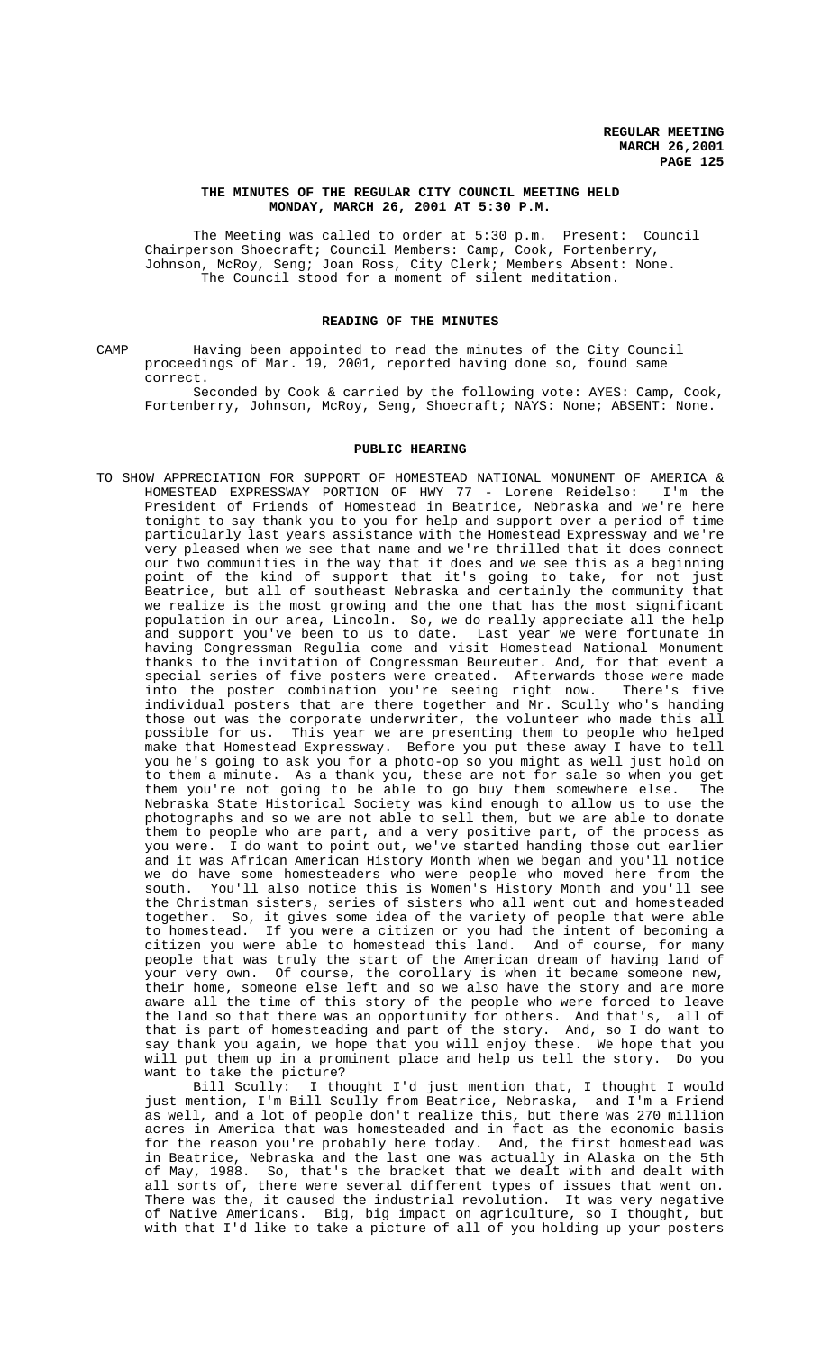# THE MINUTES OF THE REGULAR CITY COUNCIL MEETING HELD MONDAY, MARCH 26, 2001 AT 5:30 P.M.

The Meeting was called to order at 5:30 p.m. Present: Council Chairperson Shoecraft; Council Members: Camp, Cook, Fortenberry, Johnson, McRoy, Seng; Joan Ross, City Clerk; Members Absent: None. The Council stood for a moment of silent meditation.

## READING OF THE MINUTES

CAMP Having been appointed to read the minutes of the City Council proceedings of Mar. 19, 2001, reported having done so, found same correct.

Seconded by Cook & carried by the following vote: AYES: Camp, Cook, Fortenberry, Johnson, McRoy, Seng, Shoecraft; NAYS: None; ABSENT: None.

## PUBLIC HEARING

TO SHOW APPRECIATION FOR SUPPORT OF HOMESTEAD NATIONAL MONUMENT OF AMERICA & HOMESTEAD EXPRESSWAY PORTION OF HWY 77 - Lorene Reidelso: I'm the President of Friends of Homestead in Beatrice, Nebraska and we're here tonight to say thank you to you for help and support over a period of time particularly last years assistance with the Homestead Expressway and we're very pleased when we see that name and we're thrilled that it does connect our two communities in the way that it does and we see this as a beginning point of the kind of support that it's going to take, for not just Beatrice, but all of southeast Nebraska and certainly the community that we realize is the most growing and the one that has the most significant population in our area, Lincoln. So, we do really appreciate all the help and support you've been to us to date. Last year we were fortunate in having Congressman Regulia come and visit Homestead National Monument thanks to the invitation of Congressman Beureuter. And, for that event a special series of five posters were created. Afterwards those were made into the poster combination you're seeing right now. There's five individual posters that are there together and Mr. Scully who's handing those out was the corporate underwriter, the volunteer who made this all possible for us. This year we are presenting them to people who helped make that Homestead Expressway. Before you put these away I have to tell you he's going to ask you for a photo-op so you might as well just hold on to them a minute. As a thank you, these are not for sale so when you get them you're not going to be able to go buy them somewhere else. The Nebraska State Historical Society was kind enough to allow us to use the photographs and so we are not able to sell them, but we are able to donate them to people who are part, and a very positive part, of the process as you were. I do want to point out, we've started handing those out earlier and it was African American History Month when we began and you'll notice we do have some homesteaders who were people who moved here from the south. You'll also notice this is Women's History Month and you'll see the Christman sisters, series of sisters who all went out and homesteaded together. So, it gives some idea of the variety of people that were able to homestead. If you were a citizen or you had the intent of becoming a citizen you were able to homestead this land. And of course, for many people that was truly the start of the American dream of having land of your very own. Of course, the corollary is when it became someone new, their home, someone else left and so we also have the story and are more aware all the time of this story of the people who were forced to leave the land so that there was an opportunity for others. And that's, all of that is part of homesteading and part of the story. And, so I do want to say thank you again, we hope that you will enjoy these. We hope that you will put them up in a prominent place and help us tell the story. Do you want to take the picture?

Bill Scully: I thought I'd just mention that, I thought I would just mention, I'm Bill Scully from Beatrice, Nebraska, and I'm a Friend as well, and a lot of people don't realize this, but there was 270 million acres in America that was homesteaded and in fact as the economic basis for the reason you're probably here today. And, the first homestead was in Beatrice, Nebraska and the last one was actually in Alaska on the 5th of May, 1988. So, that's the bracket that we dealt with and dealt with all sorts of, there were several different types of issues that went on. There was the, it caused the industrial revolution. It was very negative of Native Americans. Big, big impact on agriculture, so I thought, but with that I'd like to take a picture of all of you holding up your posters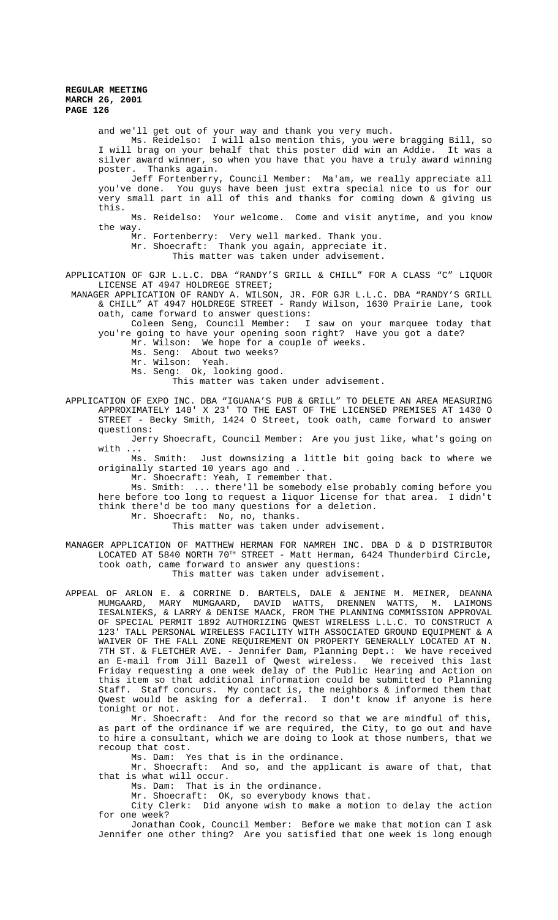and we'll get out of your way and thank you very much.

Ms. Reidelso: I will also mention this, you were bragging Bill, so I will brag on your behalf that this poster did win an Addie. It was a silver award winner, so when you have that you have a truly award winning poster. Thanks again.

Jeff Fortenberry, Council Member: Ma'am, we really appreciate all you've done. You guys have been just extra special nice to us for our very small part in all of this and thanks for coming down & giving us this.

Ms. Reidelso: Your welcome. Come and visit anytime, and you know the way.

Mr. Fortenberry: Very well marked. Thank you.

Mr. Shoecraft: Thank you again, appreciate it.

This matter was taken under advisement.

APPLICATION OF GJR L.L.C. DBA "RANDY'S GRILL & CHILL" FOR A CLASS "C" LIQUOR LICENSE AT 4947 HOLDREGE STREET;

MANAGER APPLICATION OF RANDY A. WILSON, JR. FOR GJR L.L.C. DBA "RANDY'S GRILL & CHILL" AT 4947 HOLDREGE STREET - Randy Wilson, 1630 Prairie Lane, took oath, came forward to answer questions:

Coleen Seng, Council Member: I saw on your marquee today that you're going to have your opening soon right? Have you got a date?

Mr. Wilson: We hope for a couple of weeks.

Ms. Seng: About two weeks?

Mr. Wilson: Yeah.

Ms. Seng: Ok, looking good.

This matter was taken under advisement.

APPLICATION OF EXPO INC. DBA "IGUANA'S PUB & GRILL" TO DELETE AN AREA MEASURING APPROXIMATELY 140' X 23' TO THE EAST OF THE LICENSED PREMISES AT 1430 O STREET - Becky Smith, 1424 O Street, took oath, came forward to answer questions:

Jerry Shoecraft, Council Member: Are you just like, what's going on with ...

Ms. Smith: Just downsizing a little bit going back to where we originally started 10 years ago and ..

Mr. Shoecraft: Yeah, I remember that.

Ms. Smith: ... there'll be somebody else probably coming before you here before too long to request a liquor license for that area. I didn't think there'd be too many questions for a deletion.

Mr. Shoecraft: No, no, thanks.

This matter was taken under advisement.

MANAGER APPLICATION OF MATTHEW HERMAN FOR NAMREH INC. DBA D & D DISTRIBUTOR LOCATED AT 5840 NORTH 70TH STREET - Matt Herman, 6424 Thunderbird Circle, took oath, came forward to answer any questions:

This matter was taken under advisement.

APPEAL OF ARLON E. & CORRINE D. BARTELS, DALE & JENINE M. MEINER, DEANNA MUMGAARD, MARY MUMGAARD, DAVID WATTS, DRENNEN WATTS, M. LAIMONS IESALNIEKS, & LARRY & DENISE MAACK, FROM THE PLANNING COMMISSION APPROVAL OF SPECIAL PERMIT 1892 AUTHORIZING QWEST WIRELESS L.L.C. TO CONSTRUCT A 123' TALL PERSONAL WIRELESS FACILITY WITH ASSOCIATED GROUND EQUIPMENT & A WAIVER OF THE FALL ZONE REQUIREMENT ON PROPERTY GENERALLY LOCATED AT N. 7TH ST. & FLETCHER AVE. - Jennifer Dam, Planning Dept.: We have received an E-mail from Jill Bazell of Qwest wireless. We received this last Friday requesting a one week delay of the Public Hearing and Action on this item so that additional information could be submitted to Planning Staff. Staff concurs. My contact is, the neighbors & informed them that Qwest would be asking for a deferral. I don't know if anyone is here tonight or not.

Mr. Shoecraft: And for the record so that we are mindful of this, as part of the ordinance if we are required, the City, to go out and have to hire a consultant, which we are doing to look at those numbers, that we recoup that cost.

Ms. Dam: Yes that is in the ordinance.

Mr. Shoecraft: And so, and the applicant is aware of that, that that is what will occur.

Ms. Dam: That is in the ordinance.

Mr. Shoecraft: OK, so everybody knows that.

City Clerk: Did anyone wish to make a motion to delay the action for one week?

Jonathan Cook, Council Member: Before we make that motion can I ask Jennifer one other thing? Are you satisfied that one week is long enough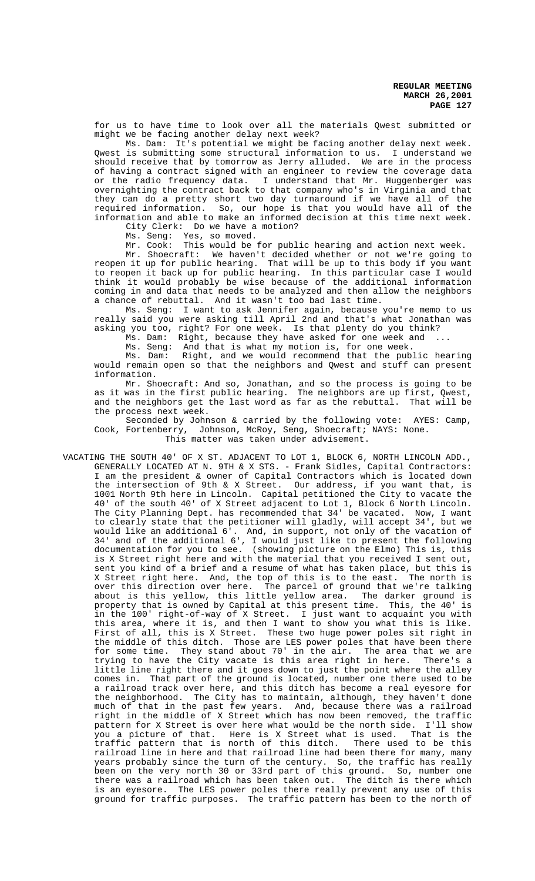for us to have time to look over all the materials Qwest submitted or might we be facing another delay next week?

Ms. Dam: It's potential we might be facing another delay next week. Qwest is submitting some structural information to us. I understand we should receive that by tomorrow as Jerry alluded. We are in the process of having a contract signed with an engineer to review the coverage data or the radio frequency data. I understand that Mr. Huggenberger was overnighting the contract back to that company who's in Virginia and that they can do a pretty short two day turnaround if we have all of the required information. So, our hope is that you would have all of the information and able to make an informed decision at this time next week.

City Clerk: Do we have a motion?

Ms. Seng: Yes, so moved.

Mr. Cook: This would be for public hearing and action next week.

Mr. Shoecraft: We haven't decided whether or not we're going to reopen it up for public hearing. That will be up to this body if you want to reopen it back up for public hearing. In this particular case I would think it would probably be wise because of the additional information coming in and data that needs to be analyzed and then allow the neighbors a chance of rebuttal. And it wasn't too bad last time.

Ms. Seng: I want to ask Jennifer again, because you're memo to us really said you were asking till April 2nd and that's what Jonathan was asking you too, right? For one week. Is that plenty do you think?

Ms. Dam: Right, because they have asked for one week and ...

Ms. Seng: And that is what my motion is, for one week.

Ms. Dam: Right, and we would recommend that the public hearing would remain open so that the neighbors and Qwest and stuff can present information.

Mr. Shoecraft: And so, Jonathan, and so the process is going to be as it was in the first public hearing. The neighbors are up first, Qwest, and the neighbors get the last word as far as the rebuttal. That will be the process next week.

Seconded by Johnson & carried by the following vote: AYES: Camp, Cook, Fortenberry, Johnson, McRoy, Seng, Shoecraft; NAYS: None.

This matter was taken under advisement.

VACATING THE SOUTH 40' OF X ST. ADJACENT TO LOT 1, BLOCK 6, NORTH LINCOLN ADD., GENERALLY LOCATED AT N. 9TH & X STS. - Frank Sidles, Capital Contractors: I am the president & owner of Capital Contractors which is located down the intersection of 9th & X Street. Our address, if you want that, is 1001 North 9th here in Lincoln. Capital petitioned the City to vacate the 40' of the south 40' of X Street adjacent to Lot 1, Block 6 North Lincoln. The City Planning Dept. has recommended that 34' be vacated. Now, I want to clearly state that the petitioner will gladly, will accept 34', but we would like an additional 6'. And, in support, not only of the vacation of 34' and of the additional 6', I would just like to present the following documentation for you to see. (showing picture on the Elmo) This is, this is X Street right here and with the material that you received I sent out, sent you kind of a brief and a resume of what has taken place, but this is X Street right here. And, the top of this is to the east. The north is over this direction over here. The parcel of ground that we're talking about is this yellow, this little yellow area. The darker ground is property that is owned by Capital at this present time. This, the 40' is in the 100' right-of-way of X Street. I just want to acquaint you with this area, where it is, and then I want to show you what this is like. First of all, this is X Street. These two huge power poles sit right in the middle of this ditch. Those are LES power poles that have been there for some time. They stand about 70' in the air. The area that we are trying to have the City vacate is this area right in here. There's a little line right there and it goes down to just the point where the alley comes in. That part of the ground is located, number one there used to be a railroad track over here, and this ditch has become a real eyesore for the neighborhood. The City has to maintain, although, they haven't done much of that in the past few years. And, because there was a railroad right in the middle of X Street which has now been removed, the traffic pattern for X Street is over here what would be the north side. I'll show you a picture of that. Here is X Street what is used. That is the traffic pattern that is north of this ditch. There used to be this railroad line in here and that railroad line had been there for many, many years probably since the turn of the century. So, the traffic has really been on the very north 30 or 33rd part of this ground. So, number one there was a railroad which has been taken out. The ditch is there which is an eyesore. The LES power poles there really prevent any use of this ground for traffic purposes. The traffic pattern has been to the north of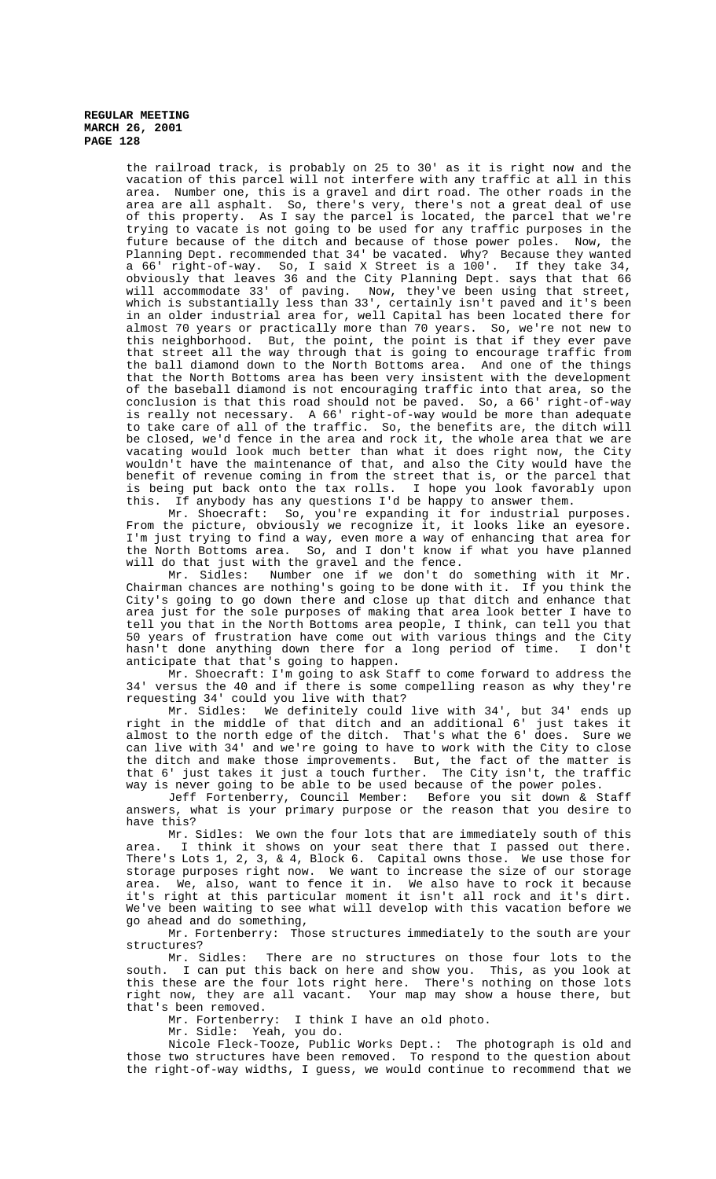the railroad track, is probably on 25 to 30' as it is right now and the vacation of this parcel will not interfere with any traffic at all in this area. Number one, this is a gravel and dirt road. The other roads in the area are all asphalt. So, there's very, there's not a great deal of use of this property. As I say the parcel is located, the parcel that we're trying to vacate is not going to be used for any traffic purposes in the future because of the ditch and because of those power poles. Now, the Planning Dept. recommended that 34' be vacated. Why? Because they wanted a 66' right-of-way. So, I said X Street is a 100'. If they take 34, obviously that leaves 36 and the City Planning Dept. says that that 66 will accommodate 33' of paving. Now, they've been using that street, which is substantially less than 33', certainly isn't paved and it's been in an older industrial area for, well Capital has been located there for almost 70 years or practically more than 70 years. So, we're not new to this neighborhood. But, the point, the point is that if they ever pave that street all the way through that is going to encourage traffic from the ball diamond down to the North Bottoms area. And one of the things that the North Bottoms area has been very insistent with the development of the baseball diamond is not encouraging traffic into that area, so the conclusion is that this road should not be paved. So, a 66' right-of-way is really not necessary. A 66' right-of-way would be more than adequate to take care of all of the traffic. So, the benefits are, the ditch will be closed, we'd fence in the area and rock it, the whole area that we are vacating would look much better than what it does right now, the City wouldn't have the maintenance of that, and also the City would have the benefit of revenue coming in from the street that is, or the parcel that is being put back onto the tax rolls. I hope you look favorably upon this. If anybody has any questions I'd be happy to answer them.

Mr. Shoecraft: So, you're expanding it for industrial purposes. From the picture, obviously we recognize it, it looks like an eyesore. I'm just trying to find a way, even more a way of enhancing that area for the North Bottoms area. So, and I don't know if what you have planned will do that just with the gravel and the fence.

Mr. Sidles: Number one if we don't do something with it Mr. Chairman chances are nothing's going to be done with it. If you think the City's going to go down there and close up that ditch and enhance that area just for the sole purposes of making that area look better I have to tell you that in the North Bottoms area people, I think, can tell you that 50 years of frustration have come out with various things and the City hasn't done anything down there for a long period of time. I don't anticipate that that's going to happen.

Mr. Shoecraft: I'm going to ask Staff to come forward to address the 34' versus the 40 and if there is some compelling reason as why they're requesting 34' could you live with that?

Mr. Sidles: We definitely could live with 34', but 34' ends up right in the middle of that ditch and an additional 6' just takes it almost to the north edge of the ditch. That's what the 6' does. Sure we can live with 34' and we're going to have to work with the City to close the ditch and make those improvements. But, the fact of the matter is that 6' just takes it just a touch further. The City isn't, the traffic way is never going to be able to be used because of the power poles.

Jeff Fortenberry, Council Member: Before you sit down & Staff answers, what is your primary purpose or the reason that you desire to have this?

Mr. Sidles: We own the four lots that are immediately south of this area. I think it shows on your seat there that I passed out there. There's Lots 1, 2, 3, & 4, Block 6. Capital owns those. We use those for storage purposes right now. We want to increase the size of our storage area. We, also, want to fence it in. We also have to rock it because it's right at this particular moment it isn't all rock and it's dirt. We've been waiting to see what will develop with this vacation before we go ahead and do something,

Mr. Fortenberry: Those structures immediately to the south are your structures?

Mr. Sidles: There are no structures on those four lots to the south. I can put this back on here and show you. This, as you look at this these are the four lots right here. There's nothing on those lots right now, they are all vacant. Your map may show a house there, but that's been removed.

Mr. Fortenberry: I think I have an old photo.

Mr. Sidle: Yeah, you do.

Nicole Fleck-Tooze, Public Works Dept.: The photograph is old and those two structures have been removed. To respond to the question about the right-of-way widths, I guess, we would continue to recommend that we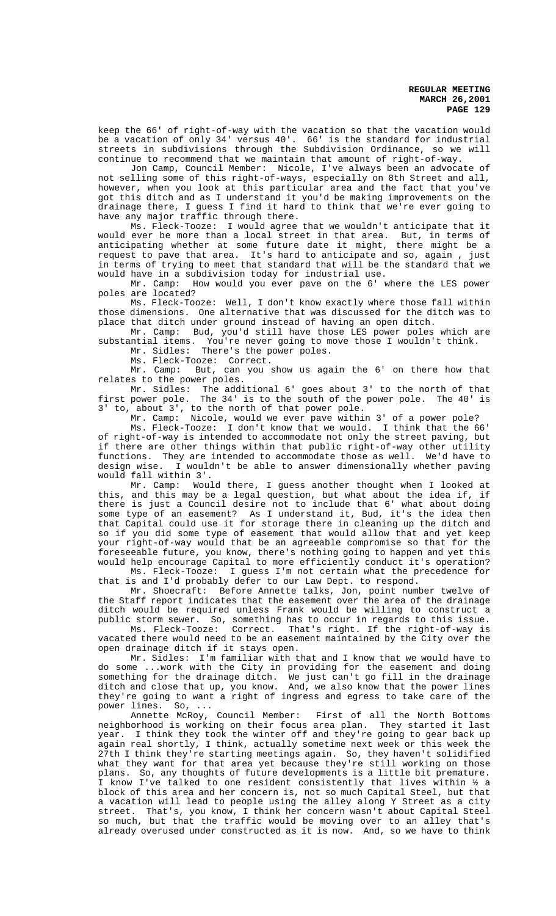keep the 66' of right-of-way with the vacation so that the vacation would be a vacation of only 34' versus 40'. 66' is the standard for industrial streets in subdivisions through the Subdivision Ordinance, so we will continue to recommend that we maintain that amount of right-of-way.

Jon Camp, Council Member: Nicole, I've always been an advocate of not selling some of this right-of-ways, especially on 8th Street and all, however, when you look at this particular area and the fact that you've got this ditch and as I understand it you'd be making improvements on the drainage there, I guess I find it hard to think that we're ever going to have any major traffic through there.

Ms. Fleck-Tooze: I would agree that we wouldn't anticipate that it would ever be more than a local street in that area. But, in terms of anticipating whether at some future date it might, there might be a request to pave that area. It's hard to anticipate and so, again , just in terms of trying to meet that standard that will be the standard that we would have in a subdivision today for industrial use.

Mr. Camp: How would you ever pave on the 6' where the LES power poles are located?

Ms. Fleck-Tooze: Well, I don't know exactly where those fall within those dimensions. One alternative that was discussed for the ditch was to place that ditch under ground instead of having an open ditch.

Mr. Camp: Bud, you'd still have those LES power poles which are substantial items. You're never going to move those I wouldn't think.

Mr. Sidles: There's the power poles.

Ms. Fleck-Tooze: Correct.

Mr. Camp: But, can you show us again the 6' on there how that relates to the power poles.

Mr. Sidles: The additional 6' goes about 3' to the north of that first power pole. The 34' is to the south of the power pole. The 40' is 3' to, about 3', to the north of that power pole.

Mr. Camp: Nicole, would we ever pave within 3' of a power pole?

Ms. Fleck-Tooze: I don't know that we would. I think that the 66' of right-of-way is intended to accommodate not only the street paving, but if there are other things within that public right-of-way other utility functions. They are intended to accommodate those as well. We'd have to design wise. I wouldn't be able to answer dimensionally whether paving would fall within 3'.

Mr. Camp: Would there, I guess another thought when I looked at this, and this may be a legal question, but what about the idea if, if there is just a Council desire not to include that 6' what about doing some type of an easement? As I understand it, Bud, it's the idea then that Capital could use it for storage there in cleaning up the ditch and so if you did some type of easement that would allow that and yet keep your right-of-way would that be an agreeable compromise so that for the foreseeable future, you know, there's nothing going to happen and yet this would help encourage Capital to more efficiently conduct it's operation?

Ms. Fleck-Tooze: I guess I'm not certain what the precedence for that is and I'd probably defer to our Law Dept. to respond.

Mr. Shoecraft: Before Annette talks, Jon, point number twelve of the Staff report indicates that the easement over the area of the drainage ditch would be required unless Frank would be willing to construct a public storm sewer. So, something has to occur in regards to this issue.

Ms. Fleck-Tooze: Correct. That's right. If the right-of-way is vacated there would need to be an easement maintained by the City over the open drainage ditch if it stays open.

Mr. Sidles: I'm familiar with that and I know that we would have to do some ...work with the City in providing for the easement and doing something for the drainage ditch. We just can't go fill in the drainage ditch and close that up, you know. And, we also know that the power lines they're going to want a right of ingress and egress to take care of the power lines. So, ...

Annette McRoy, Council Member: First of all the North Bottoms neighborhood is working on their focus area plan. They started it last year. I think they took the winter off and they're going to gear back up again real shortly, I think, actually sometime next week or this week the 27th I think they're starting meetings again. So, they haven't solidified what they want for that area yet because they're still working on those plans. So, any thoughts of future developments is a little bit premature. I know I've talked to one resident consistently that lives within ½ a block of this area and her concern is, not so much Capital Steel, but that a vacation will lead to people using the alley along Y Street as a city street. That's, you know, I think her concern wasn't about Capital Steel so much, but that the traffic would be moving over to an alley that's already overused under constructed as it is now. And, so we have to think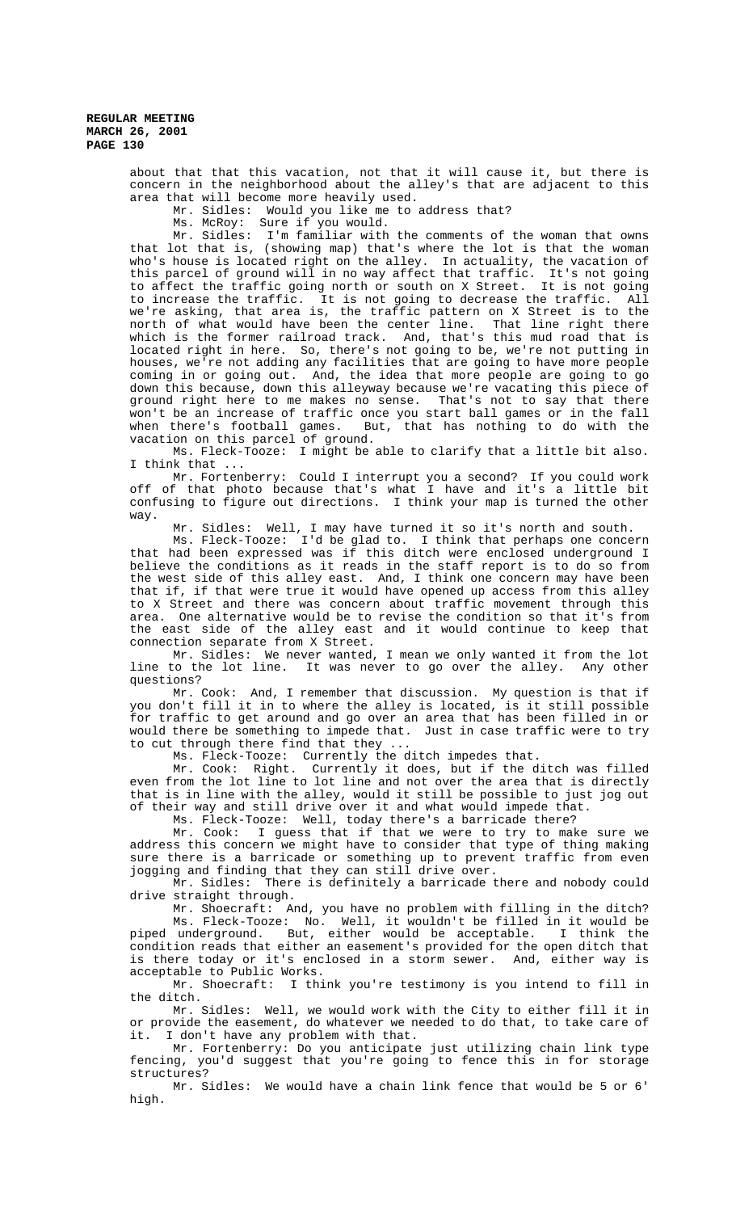about that that this vacation, not that it will cause it, but there is concern in the neighborhood about the alley's that are adjacent to this area that will become more heavily used.

Mr. Sidles: Would you like me to address that?

Ms. McRoy: Sure if you would.

Mr. Sidles: I'm familiar with the comments of the woman that owns that lot that is, (showing map) that's where the lot is that the woman who's house is located right on the alley. In actuality, the vacation of this parcel of ground will in no way affect that traffic. It's not going to affect the traffic going north or south on X Street. It is not going to increase the traffic. It is not going to decrease the traffic. All we're asking, that area is, the traffic pattern on X Street is to the north of what would have been the center line. That line right there which is the former railroad track. And, that's this mud road that is located right in here. So, there's not going to be, we're not putting in houses, we're not adding any facilities that are going to have more people coming in or going out. And, the idea that more people are going to go down this because, down this alleyway because we're vacating this piece of ground right here to me makes no sense. That's not to say that there won't be an increase of traffic once you start ball games or in the fall when there's football games. But, that has nothing to do with the vacation on this parcel of ground.

Ms. Fleck-Tooze: I might be able to clarify that a little bit also. I think that ...

Mr. Fortenberry: Could I interrupt you a second? If you could work off of that photo because that's what I have and it's a little bit confusing to figure out directions. I think your map is turned the other way.

Mr. Sidles: Well, I may have turned it so it's north and south.

Ms. Fleck-Tooze: I'd be glad to. I think that perhaps one concern that had been expressed was if this ditch were enclosed underground I believe the conditions as it reads in the staff report is to do so from the west side of this alley east. And, I think one concern may have been that if, if that were true it would have opened up access from this alley to X Street and there was concern about traffic movement through this area. One alternative would be to revise the condition so that it's from the east side of the alley east and it would continue to keep that connection separate from X Street.

Mr. Sidles: We never wanted, I mean we only wanted it from the lot line to the lot line. It was never to go over the alley. Any other questions?

Mr. Cook: And, I remember that discussion. My question is that if you don't fill it in to where the alley is located, is it still possible for traffic to get around and go over an area that has been filled in or would there be something to impede that. Just in case traffic were to try to cut through there find that they ...

Ms. Fleck-Tooze: Currently the ditch impedes that.

Mr. Cook: Right. Currently it does, but if the ditch was filled even from the lot line to lot line and not over the area that is directly that is in line with the alley, would it still be possible to just jog out of their way and still drive over it and what would impede that.

Ms. Fleck-Tooze: Well, today there's a barricade there?

Mr. Cook: I guess that if that we were to try to make sure we address this concern we might have to consider that type of thing making sure there is a barricade or something up to prevent traffic from even jogging and finding that they can still drive over.

Mr. Sidles: There is definitely a barricade there and nobody could drive straight through.

Mr. Shoecraft: And, you have no problem with filling in the ditch?

Ms. Fleck-Tooze: No. Well, it wouldn't be filled in it would be piped underground. But, either would be acceptable. I think the condition reads that either an easement's provided for the open ditch that is there today or it's enclosed in a storm sewer. And, either way is acceptable to Public Works.

Mr. Shoecraft: I think you're testimony is you intend to fill in the ditch.

Mr. Sidles: Well, we would work with the City to either fill it in or provide the easement, do whatever we needed to do that, to take care of it. I don't have any problem with that.

Mr. Fortenberry: Do you anticipate just utilizing chain link type fencing, you'd suggest that you're going to fence this in for storage structures?

Mr. Sidles: We would have a chain link fence that would be 5 or 6' high.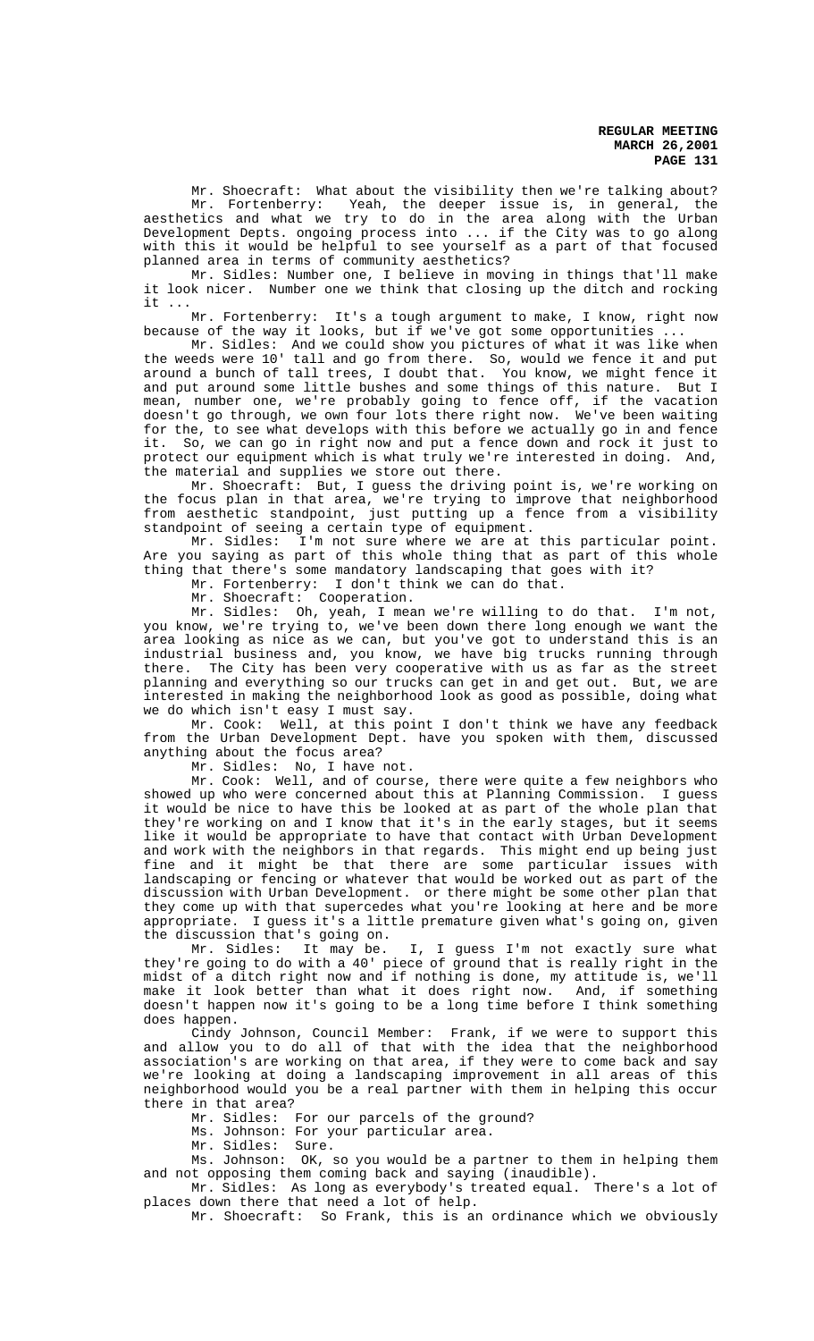Mr. Shoecraft: What about the visibility then we're talking about?

Mr. Fortenberry: Yeah, the deeper issue is, in general, the aesthetics and what we try to do in the area along with the Urban Development Depts. ongoing process into ... if the City was to go along with this it would be helpful to see yourself as a part of that focused planned area in terms of community aesthetics?

Mr. Sidles: Number one, I believe in moving in things that'll make it look nicer. Number one we think that closing up the ditch and rocking it ...

Mr. Fortenberry: It's a tough argument to make, I know, right now because of the way it looks, but if we've got some opportunities ...

Mr. Sidles: And we could show you pictures of what it was like when the weeds were 10' tall and go from there. So, would we fence it and put around a bunch of tall trees, I doubt that. You know, we might fence it and put around some little bushes and some things of this nature. But I mean, number one, we're probably going to fence off, if the vacation doesn't go through, we own four lots there right now. We've been waiting for the, to see what develops with this before we actually go in and fence it. So, we can go in right now and put a fence down and rock it just to protect our equipment which is what truly we're interested in doing. And, the material and supplies we store out there.

Mr. Shoecraft: But, I guess the driving point is, we're working on the focus plan in that area, we're trying to improve that neighborhood from aesthetic standpoint, just putting up a fence from a visibility standpoint of seeing a certain type of equipment.

Mr. Sidles: I'm not sure where we are at this particular point. Are you saying as part of this whole thing that as part of this whole thing that there's some mandatory landscaping that goes with it?

Mr. Fortenberry: I don't think we can do that.

Mr. Shoecraft: Cooperation.

Mr. Sidles: Oh, yeah, I mean we're willing to do that. I'm not, you know, we're trying to, we've been down there long enough we want the area looking as nice as we can, but you've got to understand this is an industrial business and, you know, we have big trucks running through there. The City has been very cooperative with us as far as the street planning and everything so our trucks can get in and get out. But, we are interested in making the neighborhood look as good as possible, doing what we do which isn't easy I must say.

Mr. Cook: Well, at this point I don't think we have any feedback from the Urban Development Dept. have you spoken with them, discussed anything about the focus area?

Mr. Sidles: No, I have not.

Mr. Cook: Well, and of course, there were quite a few neighbors who showed up who were concerned about this at Planning Commission. I guess it would be nice to have this be looked at as part of the whole plan that they're working on and I know that it's in the early stages, but it seems like it would be appropriate to have that contact with Urban Development and work with the neighbors in that regards. This might end up being just fine and it might be that there are some particular issues with landscaping or fencing or whatever that would be worked out as part of the discussion with Urban Development. or there might be some other plan that they come up with that supercedes what you're looking at here and be more appropriate. I guess it's a little premature given what's going on, given the discussion that's going on.

Mr. Sidles: It may be. I, I guess I'm not exactly sure what they're going to do with a 40' piece of ground that is really right in the midst of a ditch right now and if nothing is done, my attitude is, we'll make it look better than what it does right now. And, if something doesn't happen now it's going to be a long time before I think something does happen.

Cindy Johnson, Council Member: Frank, if we were to support this and allow you to do all of that with the idea that the neighborhood association's are working on that area, if they were to come back and say we're looking at doing a landscaping improvement in all areas of this neighborhood would you be a real partner with them in helping this occur there in that area?

Mr. Sidles: For our parcels of the ground?

Ms. Johnson: For your particular area.

Mr. Sidles: Sure.

Ms. Johnson: OK, so you would be a partner to them in helping them and not opposing them coming back and saying (inaudible).

Mr. Sidles: As long as everybody's treated equal. There's a lot of places down there that need a lot of help.

Mr. Shoecraft: So Frank, this is an ordinance which we obviously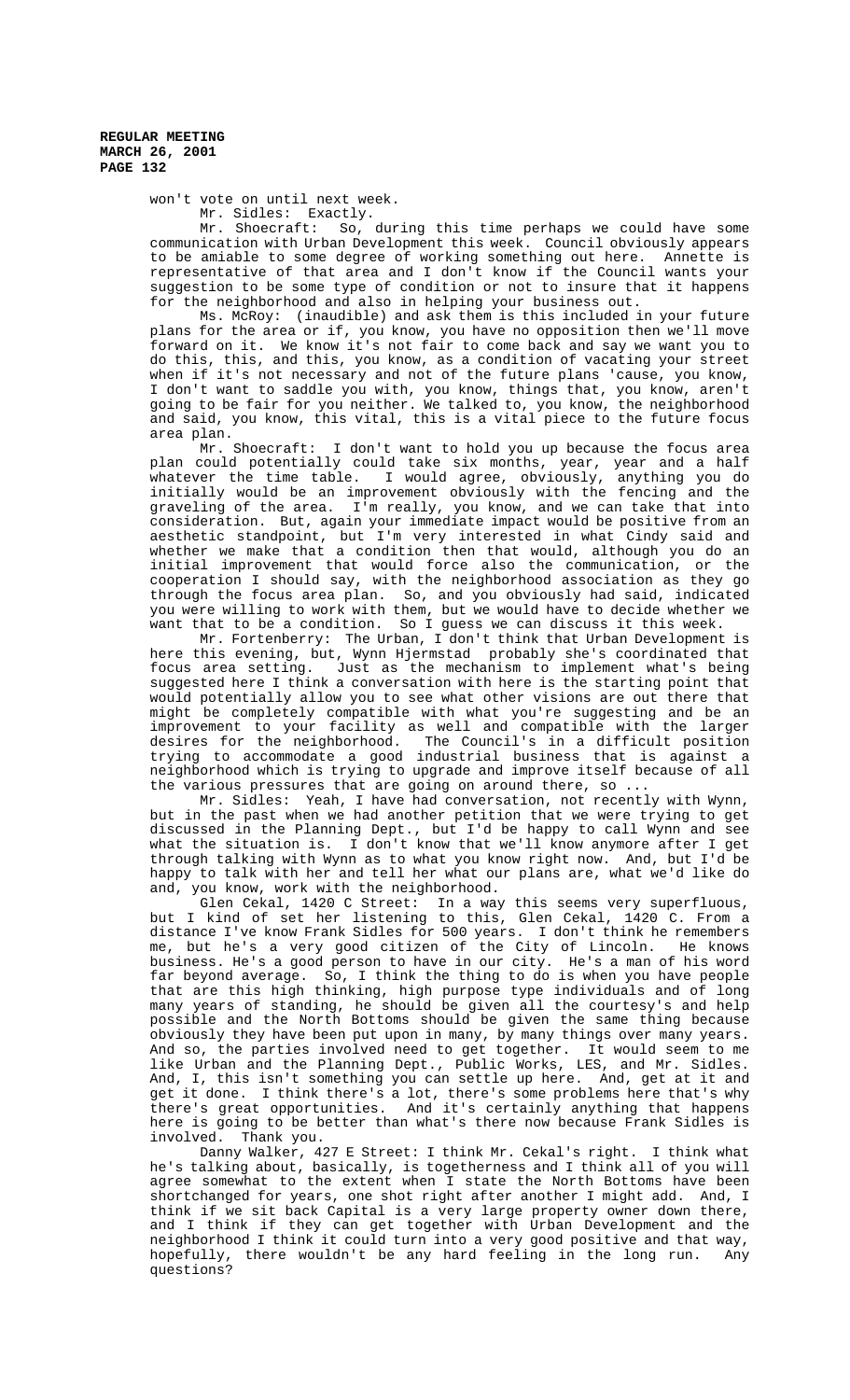won't vote on until next week.

Mr. Sidles: Exactly.

Mr. Shoecraft: So, during this time perhaps we could have some communication with Urban Development this week. Council obviously appears to be amiable to some degree of working something out here. Annette is representative of that area and I don't know if the Council wants your suggestion to be some type of condition or not to insure that it happens for the neighborhood and also in helping your business out.

Ms. McRoy: (inaudible) and ask them is this included in your future plans for the area or if, you know, you have no opposition then we'll move forward on it. We know it's not fair to come back and say we want you to do this, this, and this, you know, as a condition of vacating your street when if it's not necessary and not of the future plans 'cause, you know, I don't want to saddle you with, you know, things that, you know, aren't going to be fair for you neither. We talked to, you know, the neighborhood and said, you know, this vital, this is a vital piece to the future focus area plan.

Mr. Shoecraft: I don't want to hold you up because the focus area plan could potentially could take six months, year, year and a half whatever the time table. I would agree, obviously, anything you do initially would be an improvement obviously with the fencing and the graveling of the area. I'm really, you know, and we can take that into consideration. But, again your immediate impact would be positive from an aesthetic standpoint, but I'm very interested in what Cindy said and whether we make that a condition then that would, although you do an initial improvement that would force also the communication, or the cooperation I should say, with the neighborhood association as they go through the focus area plan. So, and you obviously had said, indicated you were willing to work with them, but we would have to decide whether we want that to be a condition. So I guess we can discuss it this week.

Mr. Fortenberry: The Urban, I don't think that Urban Development is here this evening, but, Wynn Hjermstad probably she's coordinated that focus area setting. Just as the mechanism to implement what's being suggested here I think a conversation with here is the starting point that would potentially allow you to see what other visions are out there that might be completely compatible with what you're suggesting and be an improvement to your facility as well and compatible with the larger desires for the neighborhood. The Council's in a difficult position trying to accommodate a good industrial business that is against a neighborhood which is trying to upgrade and improve itself because of all the various pressures that are going on around there, so ...

Mr. Sidles: Yeah, I have had conversation, not recently with Wynn, but in the past when we had another petition that we were trying to get discussed in the Planning Dept., but I'd be happy to call Wynn and see what the situation is. I don't know that we'll know anymore after I get through talking with Wynn as to what you know right now. And, but I'd be happy to talk with her and tell her what our plans are, what we'd like do and, you know, work with the neighborhood.

Glen Cekal, 1420 C Street: In a way this seems very superfluous, but I kind of set her listening to this, Glen Cekal, 1420 C. From a distance I've know Frank Sidles for 500 years. I don't think he remembers me, but he's a very good citizen of the City of Lincoln. He knows business. He's a good person to have in our city. He's a man of his word far beyond average. So, I think the thing to do is when you have people that are this high thinking, high purpose type individuals and of long many years of standing, he should be given all the courtesy's and help possible and the North Bottoms should be given the same thing because obviously they have been put upon in many, by many things over many years. And so, the parties involved need to get together. It would seem to me like Urban and the Planning Dept., Public Works, LES, and Mr. Sidles. And, I, this isn't something you can settle up here. And, get at it and get it done. I think there's a lot, there's some problems here that's why there's great opportunities. And it's certainly anything that happens here is going to be better than what's there now because Frank Sidles is involved. Thank you.

Danny Walker, 427 E Street: I think Mr. Cekal's right. I think what he's talking about, basically, is togetherness and I think all of you will agree somewhat to the extent when I state the North Bottoms have been shortchanged for years, one shot right after another I might add. And, I think if we sit back Capital is a very large property owner down there, and I think if they can get together with Urban Development and the neighborhood I think it could turn into a very good positive and that way, hopefully, there wouldn't be any hard feeling in the long run. Any questions?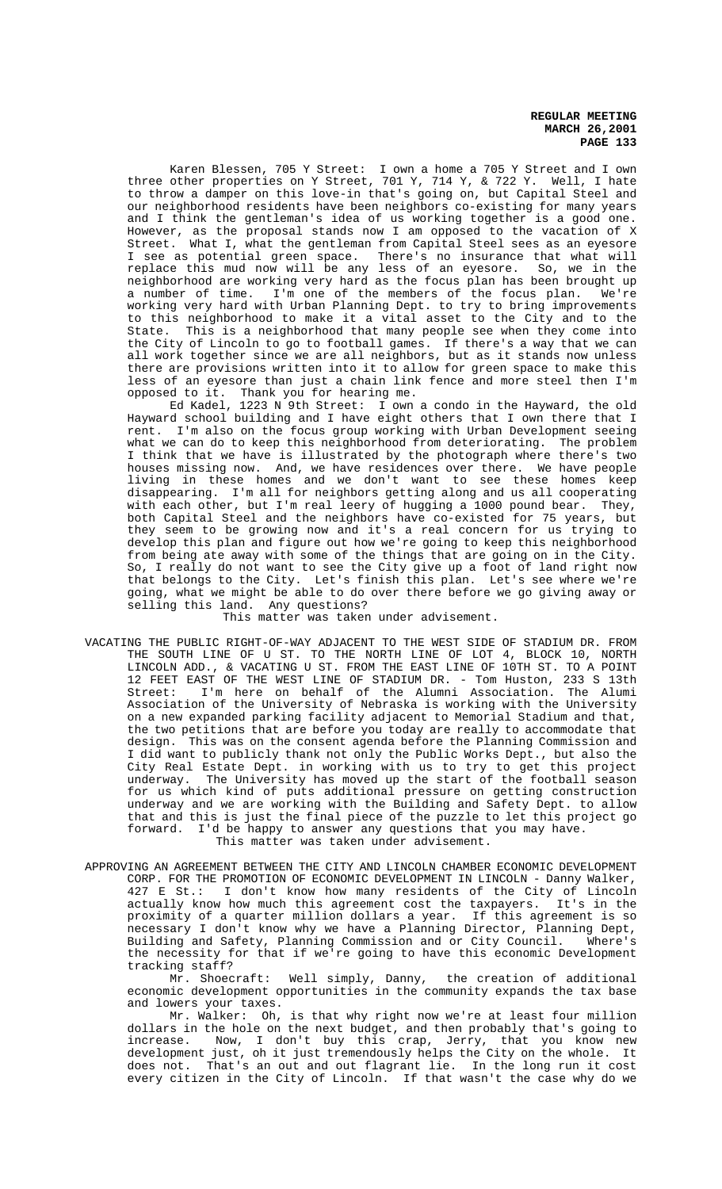Karen Blessen, 705 Y Street: I own a home a 705 Y Street and I own three other properties on Y Street, 701 Y, 714 Y, & 722 Y. Well, I hate to throw a damper on this love-in that's going on, but Capital Steel and our neighborhood residents have been neighbors co-existing for many years and I think the gentleman's idea of us working together is a good one. However, as the proposal stands now I am opposed to the vacation of X Street. What I, what the gentleman from Capital Steel sees as an eyesore I see as potential green space. There's no insurance that what will replace this mud now will be any less of an eyesore. So, we in the neighborhood are working very hard as the focus plan has been brought up a number of time. I'm one of the members of the focus plan. We're working very hard with Urban Planning Dept. to try to bring improvements to this neighborhood to make it a vital asset to the City and to the State. This is a neighborhood that many people see when they come into the City of Lincoln to go to football games. If there's a way that we can all work together since we are all neighbors, but as it stands now unless there are provisions written into it to allow for green space to make this less of an eyesore than just a chain link fence and more steel then I'm opposed to it. Thank you for hearing me.

Ed Kadel, 1223 N 9th Street: I own a condo in the Hayward, the old Hayward school building and I have eight others that I own there that I rent. I'm also on the focus group working with Urban Development seeing what we can do to keep this neighborhood from deteriorating. The problem I think that we have is illustrated by the photograph where there's two houses missing now. And, we have residences over there. We have people living in these homes and we don't want to see these homes keep disappearing. I'm all for neighbors getting along and us all cooperating with each other, but I'm real leery of hugging a 1000 pound bear. They, both Capital Steel and the neighbors have co-existed for 75 years, but they seem to be growing now and it's a real concern for us trying to develop this plan and figure out how we're going to keep this neighborhood from being ate away with some of the things that are going on in the City. So, I really do not want to see the City give up a foot of land right now that belongs to the City. Let's finish this plan. Let's see where we're going, what we might be able to do over there before we go giving away or selling this land. Any questions?

This matter was taken under advisement.

VACATING THE PUBLIC RIGHT-OF-WAY ADJACENT TO THE WEST SIDE OF STADIUM DR. FROM THE SOUTH LINE OF U ST. TO THE NORTH LINE OF LOT 4, BLOCK 10, NORTH LINCOLN ADD., & VACATING U ST. FROM THE EAST LINE OF 10TH ST. TO A POINT 12 FEET EAST OF THE WEST LINE OF STADIUM DR. - Tom Huston, 233 S 13th Street: I'm here on behalf of the Alumni Association. The Alumi Association of the University of Nebraska is working with the University on a new expanded parking facility adjacent to Memorial Stadium and that, the two petitions that are before you today are really to accommodate that design. This was on the consent agenda before the Planning Commission and I did want to publicly thank not only the Public Works Dept., but also the City Real Estate Dept. in working with us to try to get this project underway. The University has moved up the start of the football season for us which kind of puts additional pressure on getting construction underway and we are working with the Building and Safety Dept. to allow that and this is just the final piece of the puzzle to let this project go forward. I'd be happy to answer any questions that you may have.

This matter was taken under advisement.

APPROVING AN AGREEMENT BETWEEN THE CITY AND LINCOLN CHAMBER ECONOMIC DEVELOPMENT CORP. FOR THE PROMOTION OF ECONOMIC DEVELOPMENT IN LINCOLN - Danny Walker, 427 E St.: I don't know how many residents of the City of Lincoln actually know how much this agreement cost the taxpayers. It's in the proximity of a quarter million dollars a year. If this agreement is so necessary I don't know why we have a Planning Director, Planning Dept, Building and Safety, Planning Commission and or City Council. Where's the necessity for that if we're going to have this economic Development tracking staff?

Mr. Shoecraft: Well simply, Danny, the creation of additional economic development opportunities in the community expands the tax base and lowers your taxes.

Mr. Walker: Oh, is that why right now we're at least four million dollars in the hole on the next budget, and then probably that's going to increase. Now, I don't buy this crap, Jerry, that you know new development just, oh it just tremendously helps the City on the whole. It does not. That's an out and out flagrant lie. In the long run it cost every citizen in the City of Lincoln. If that wasn't the case why do we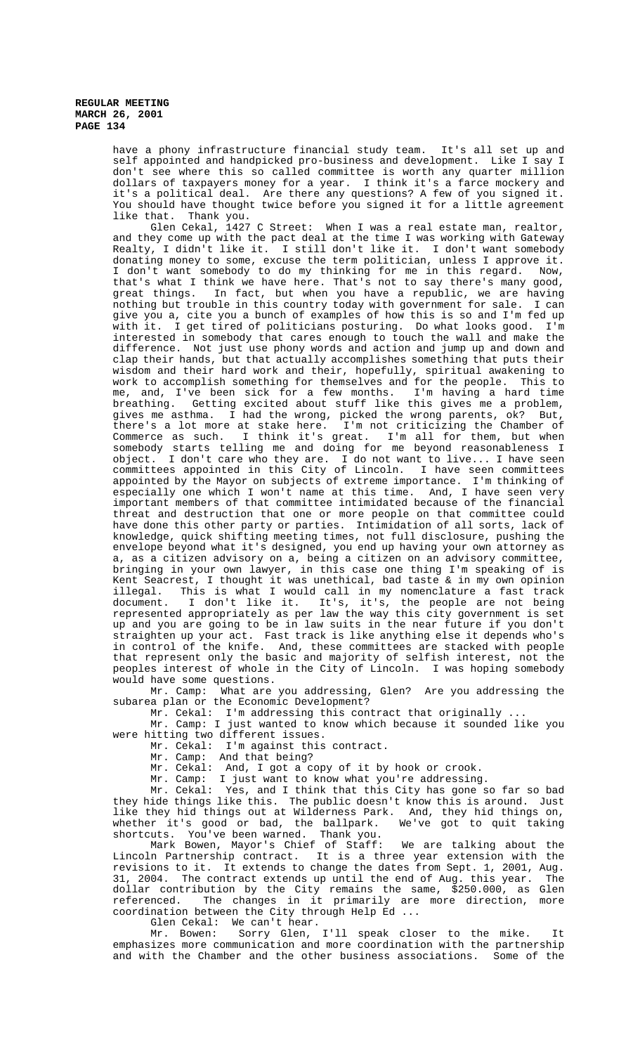have a phony infrastructure financial study team. It's all set up and self appointed and handpicked pro-business and development. Like I say I don't see where this so called committee is worth any quarter million dollars of taxpayers money for a year. I think it's a farce mockery and it's a political deal. Are there any questions? A few of you signed it. You should have thought twice before you signed it for a little agreement like that. Thank you.

Glen Cekal, 1427 C Street: When I was a real estate man, realtor, and they come up with the pact deal at the time I was working with Gateway Realty, I didn't like it. I still don't like it. I don't want somebody donating money to some, excuse the term politician, unless I approve it. I don't want somebody to do my thinking for me in this regard. Now, that's what I think we have here. That's not to say there's many good, great things. In fact, but when you have a republic, we are having nothing but trouble in this country today with government for sale. I can give you a, cite you a bunch of examples of how this is so and I'm fed up with it. I get tired of politicians posturing. Do what looks good. I'm interested in somebody that cares enough to touch the wall and make the difference. Not just use phony words and action and jump up and down and clap their hands, but that actually accomplishes something that puts their wisdom and their hard work and their, hopefully, spiritual awakening to work to accomplish something for themselves and for the people. This to me, and, I've been sick for a few months. I'm having a hard time breathing. Getting excited about stuff like this gives me a problem, gives me asthma. I had the wrong, picked the wrong parents, ok? But, there's a lot more at stake here. I'm not criticizing the Chamber of Commerce as such. I think it's great. I'm all for them, but when somebody starts telling me and doing for me beyond reasonableness I object. I don't care who they are. I do not want to live... I have seen committees appointed in this City of Lincoln. I have seen committees appointed by the Mayor on subjects of extreme importance. I'm thinking of especially one which I won't name at this time. And, I have seen very important members of that committee intimidated because of the financial threat and destruction that one or more people on that committee could have done this other party or parties. Intimidation of all sorts, lack of knowledge, quick shifting meeting times, not full disclosure, pushing the envelope beyond what it's designed, you end up having your own attorney as a, as a citizen advisory on a, being a citizen on an advisory committee, bringing in your own lawyer, in this case one thing I'm speaking of is Kent Seacrest, I thought it was unethical, bad taste & in my own opinion illegal. This is what I would call in my nomenclature a fast track document. I don't like it. It's, it's, the people are not being represented appropriately as per law the way this city government is set up and you are going to be in law suits in the near future if you don't straighten up your act. Fast track is like anything else it depends who's in control of the knife. And, these committees are stacked with people that represent only the basic and majority of selfish interest, not the peoples interest of whole in the City of Lincoln. I was hoping somebody would have some questions.

Mr. Camp: What are you addressing, Glen? Are you addressing the subarea plan or the Economic Development?

Mr. Cekal: I'm addressing this contract that originally ...

Mr. Camp: I just wanted to know which because it sounded like you were hitting two different issues.

Mr. Cekal: I'm against this contract.

Mr. Camp: And that being?

Mr. Cekal: And, I got a copy of it by hook or crook.

Mr. Camp: I just want to know what you're addressing.

Mr. Cekal: Yes, and I think that this City has gone so far so bad they hide things like this. The public doesn't know this is around. Just like they hid things out at Wilderness Park. And, they hid things on, whether it's good or bad, the ballpark. We've got to quit taking shortcuts. You've been warned. Thank you.

Mark Bowen, Mayor's Chief of Staff: We are talking about the Lincoln Partnership contract. It is a three year extension with the revisions to it. It extends to change the dates from Sept. 1, 2001, Aug. 31, 2004. The contract extends up until the end of Aug. this year. The dollar contribution by the City remains the same, $250.000, as Glen referenced. The changes in it primarily are more direction, more coordination between the City through Help Ed ...

Glen Cekal: We can't hear.

Mr. Bowen: Sorry Glen, I'll speak closer to the mike. It emphasizes more communication and more coordination with the partnership and with the Chamber and the other business associations. Some of the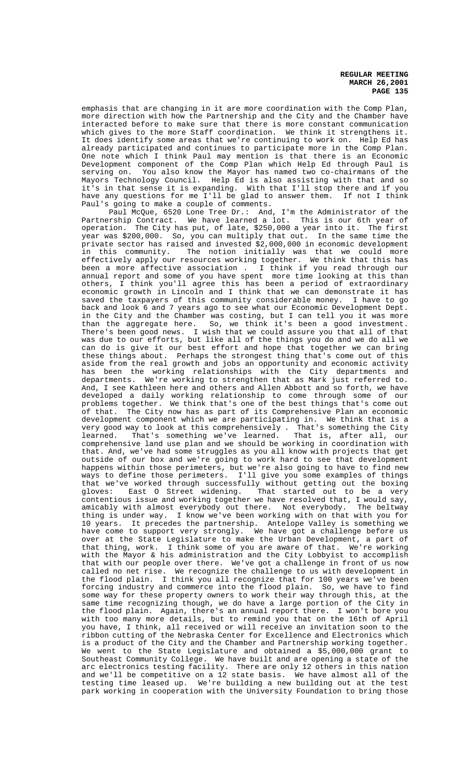emphasis that are changing in it are more coordination with the Comp Plan, more direction with how the Partnership and the City and the Chamber have interacted before to make sure that there is more constant communication which gives to the more Staff coordination. We think it strengthens it. It does identify some areas that we're continuing to work on. Help Ed has already participated and continues to participate more in the Comp Plan. One note which I think Paul may mention is that there is an Economic Development component of the Comp Plan which Help Ed through Paul is serving on. You also know the Mayor has named two co-chairmans of the Mayors Technology Council. Help Ed is also assisting with that and so it's in that sense it is expanding. With that I'll stop there and if you have any questions for me I'll be glad to answer them. If not I think Paul's going to make a couple of comments.

Paul McQue, 6520 Lone Tree Dr.: And, I'm the Administrator of the Partnership Contract. We have learned a lot. This is our 6th year of operation. The City has put, of late, $250,000 a year into it. The first year was $200,000. So, you can multiply that out. In the same time the private sector has raised and invested $2,000,000 in economic development in this community. The notion initially was that we could more effectively apply our resources working together. We think that this has been a more affective association . I think if you read through our annual report and some of you have spent more time looking at this than others, I think you'll agree this has been a period of extraordinary economic growth in Lincoln and I think that we can demonstrate it has saved the taxpayers of this community considerable money. I have to go back and look 6 and 7 years ago to see what our Economic Development Dept. in the City and the Chamber was costing, but I can tell you it was more than the aggregate here. So, we think it's been a good investment. There's been good news. I wish that we could assure you that all of that was due to our efforts, but like all of the things you do and we do all we can do is give it our best effort and hope that together we can bring these things about. Perhaps the strongest thing that's come out of this aside from the real growth and jobs an opportunity and economic activity has been the working relationships with the City departments and departments. We're working to strengthen that as Mark just referred to. And, I see Kathleen here and others and Allen Abbott and so forth, we have developed a daily working relationship to come through some of our problems together. We think that's one of the best things that's come out of that. The City now has as part of its Comprehensive Plan an economic development component which we are participating in. We think that is a very good way to look at this comprehensively . That's something the City learned. That's something we've learned. That is, after all, our comprehensive land use plan and we should be working in coordination with that. And, we've had some struggles as you all know with projects that get outside of our box and we're going to work hard to see that development happens within those perimeters, but we're also going to have to find new ways to define those perimeters. I'll give you some examples of things that we've worked through successfully without getting out the boxing gloves: East O Street widening. That started out to be a very contentious issue and working together we have resolved that, I would say, amicably with almost everybody out there. Not everybody. The beltway thing is under way. I know we've been working with on that with you for 10 years. It precedes the partnership. Antelope Valley is something we have come to support very strongly. We have got a challenge before us over at the State Legislature to make the Urban Development, a part of that thing, work. I think some of you are aware of that. We're working with the Mayor & his administration and the City Lobbyist to accomplish that with our people over there. We've got a challenge in front of us now called no net rise. We recognize the challenge to us with development in the flood plain. I think you all recognize that for 100 years we've been forcing industry and commerce into the flood plain. So, we have to find some way for these property owners to work their way through this, at the same time recognizing though, we do have a large portion of the City in the flood plain. Again, there's an annual report there. I won't bore you with too many more details, but to remind you that on the 16th of April you have, I think, all received or will receive an invitation soon to the ribbon cutting of the Nebraska Center for Excellence and Electronics which is a product of the City and the Chamber and Partnership working together. We went to the State Legislature and obtained a $5,000,000 grant to Southeast Community College. We have built and are opening a state of the arc electronics testing facility. There are only 12 others in this nation and we'll be competitive on a 12 state basis. We have almost all of the testing time leased up. We're building a new building out at the test park working in cooperation with the University Foundation to bring those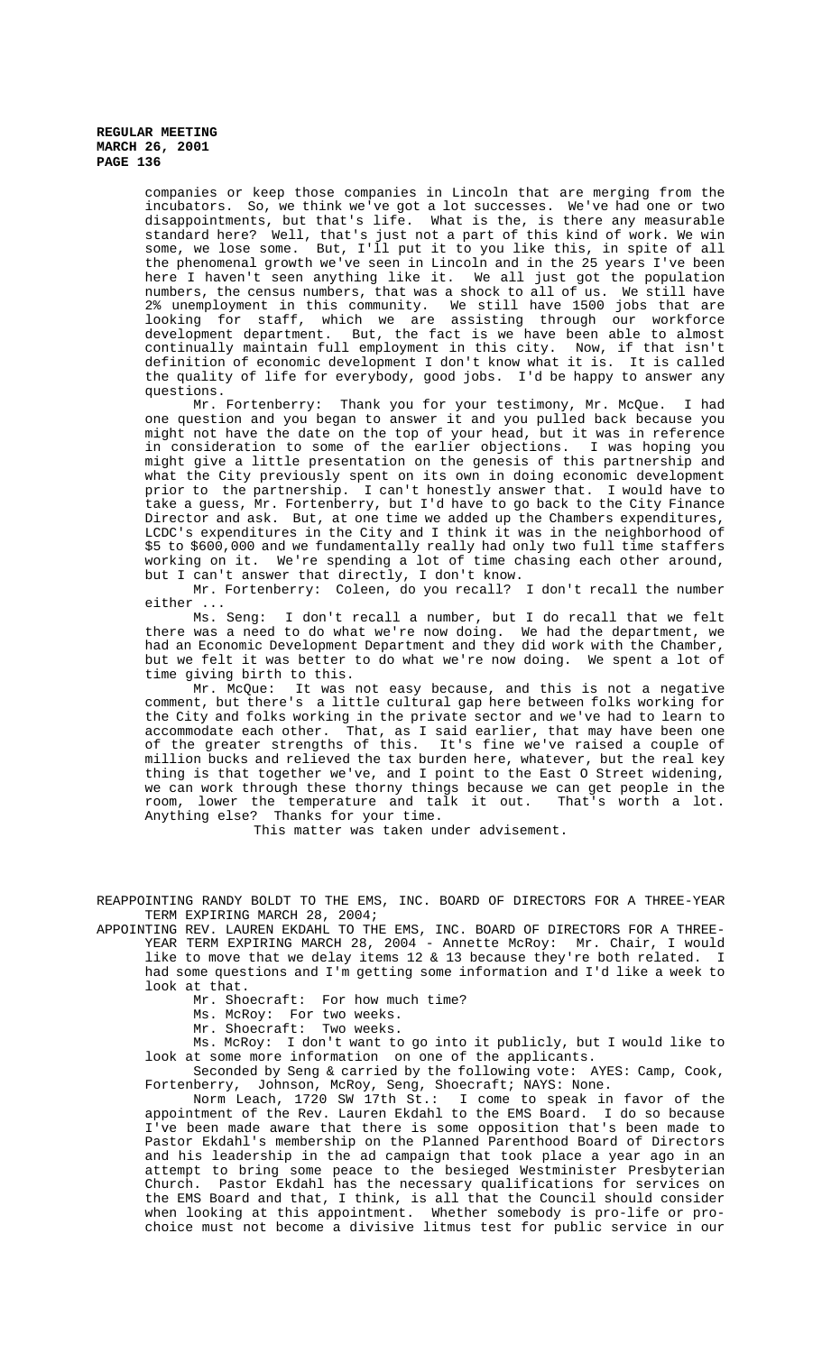companies or keep those companies in Lincoln that are merging from the incubators. So, we think we've got a lot successes. We've had one or two disappointments, but that's life. What is the, is there any measurable standard here? Well, that's just not a part of this kind of work. We win some, we lose some. But, I'll put it to you like this, in spite of all the phenomenal growth we've seen in Lincoln and in the 25 years I've been here I haven't seen anything like it. We all just got the population numbers, the census numbers, that was a shock to all of us. We still have 2% unemployment in this community. We still have 1500 jobs that are looking for staff, which we are assisting through our workforce development department. But, the fact is we have been able to almost continually maintain full employment in this city. Now, if that isn't definition of economic development I don't know what it is. It is called the quality of life for everybody, good jobs. I'd be happy to answer any questions.

Mr. Fortenberry: Thank you for your testimony, Mr. McQue. I had one question and you began to answer it and you pulled back because you might not have the date on the top of your head, but it was in reference in consideration to some of the earlier objections. I was hoping you might give a little presentation on the genesis of this partnership and what the City previously spent on its own in doing economic development prior to the partnership. I can't honestly answer that. I would have to take a guess, Mr. Fortenberry, but I'd have to go back to the City Finance Director and ask. But, at one time we added up the Chambers expenditures, LCDC's expenditures in the City and I think it was in the neighborhood of $5 to $600,000 and we fundamentally really had only two full time staffers working on it. We're spending a lot of time chasing each other around, but I can't answer that directly, I don't know.

Mr. Fortenberry: Coleen, do you recall? I don't recall the number either ...

Ms. Seng: I don't recall a number, but I do recall that we felt there was a need to do what we're now doing. We had the department, we had an Economic Development Department and they did work with the Chamber, but we felt it was better to do what we're now doing. We spent a lot of time giving birth to this.

Mr. McQue: It was not easy because, and this is not a negative comment, but there's a little cultural gap here between folks working for the City and folks working in the private sector and we've had to learn to accommodate each other. That, as I said earlier, that may have been one of the greater strengths of this. It's fine we've raised a couple of million bucks and relieved the tax burden here, whatever, but the real key thing is that together we've, and I point to the East O Street widening, we can work through these thorny things because we can get people in the room, lower the temperature and talk it out. That's worth a lot. Anything else? Thanks for your time.

This matter was taken under advisement.

REAPPOINTING RANDY BOLDT TO THE EMS, INC. BOARD OF DIRECTORS FOR A THREE-YEAR TERM EXPIRING MARCH 28, 2004;

APPOINTING REV. LAUREN EKDAHL TO THE EMS, INC. BOARD OF DIRECTORS FOR A THREE-YEAR TERM EXPIRING MARCH 28, 2004 - Annette McRoy: Mr. Chair, I would like to move that we delay items 12 & 13 because they're both related. I had some questions and I'm getting some information and I'd like a week to look at that.

Mr. Shoecraft: For how much time?

Ms. McRoy: For two weeks.

Mr. Shoecraft: Two weeks.

Ms. McRoy: I don't want to go into it publicly, but I would like to look at some more information on one of the applicants.

Seconded by Seng & carried by the following vote: AYES: Camp, Cook, Fortenberry, Johnson, McRoy, Seng, Shoecraft; NAYS: None.

Norm Leach, 1720 SW 17th St.: I come to speak in favor of the appointment of the Rev. Lauren Ekdahl to the EMS Board. I do so because I've been made aware that there is some opposition that's been made to Pastor Ekdahl's membership on the Planned Parenthood Board of Directors and his leadership in the ad campaign that took place a year ago in an attempt to bring some peace to the besieged Westminister Presbyterian Church. Pastor Ekdahl has the necessary qualifications for services on the EMS Board and that, I think, is all that the Council should consider when looking at this appointment. Whether somebody is pro-life or pro-choice must not become a divisive litmus test for public service in our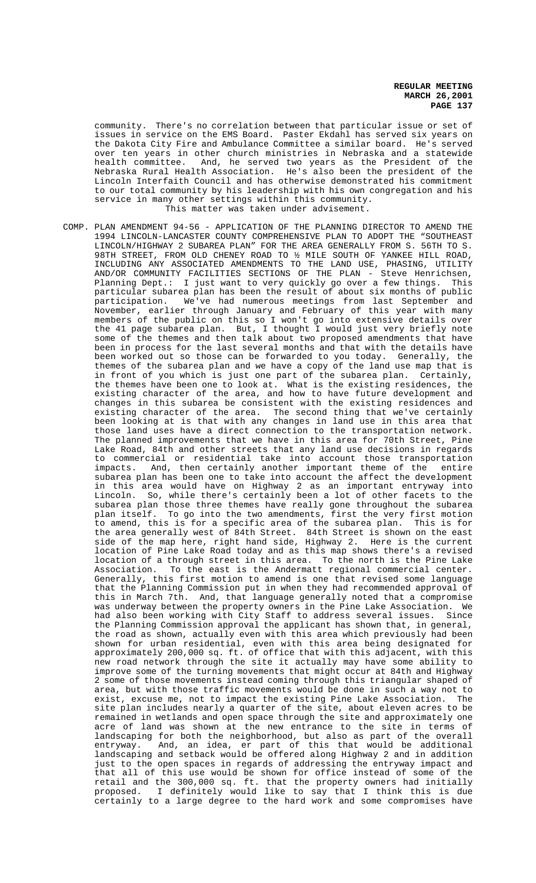community. There's no correlation between that particular issue or set of issues in service on the EMS Board. Paster Ekdahl has served six years on the Dakota City Fire and Ambulance Committee a similar board. He's served over ten years in other church ministries in Nebraska and a statewide health committee. And, he served two years as the President of the Nebraska Rural Health Association. He's also been the president of the Lincoln Interfaith Council and has otherwise demonstrated his commitment to our total community by his leadership with his own congregation and his service in many other settings within this community.

This matter was taken under advisement.

COMP. PLAN AMENDMENT 94-56 - APPLICATION OF THE PLANNING DIRECTOR TO AMEND THE 1994 LINCOLN-LANCASTER COUNTY COMPREHENSIVE PLAN TO ADOPT THE "SOUTHEAST LINCOLN/HIGHWAY 2 SUBAREA PLAN" FOR THE AREA GENERALLY FROM S. 56TH TO S. 98TH STREET, FROM OLD CHENEY ROAD TO ½ MILE SOUTH OF YANKEE HILL ROAD, INCLUDING ANY ASSOCIATED AMENDMENTS TO THE LAND USE, PHASING, UTILITY AND/OR COMMUNITY FACILITIES SECTIONS OF THE PLAN - Steve Henrichsen, Planning Dept.: I just want to very quickly go over a few things. This particular subarea plan has been the result of about six months of public participation. We've had numerous meetings from last September and November, earlier through January and February of this year with many members of the public on this so I won't go into extensive details over the 41 page subarea plan. But, I thought I would just very briefly note some of the themes and then talk about two proposed amendments that have been in process for the last several months and that with the details have been worked out so those can be forwarded to you today. Generally, the themes of the subarea plan and we have a copy of the land use map that is in front of you which is just one part of the subarea plan. Certainly, the themes have been one to look at. What is the existing residences, the existing character of the area, and how to have future development and changes in this subarea be consistent with the existing residences and existing character of the area. The second thing that we've certainly been looking at is that with any changes in land use in this area that those land uses have a direct connection to the transportation network. The planned improvements that we have in this area for 70th Street, Pine Lake Road, 84th and other streets that any land use decisions in regards to commercial or residential take into account those transportation impacts. And, then certainly another important theme of the entire subarea plan has been one to take into account the affect the development in this area would have on Highway 2 as an important entryway into Lincoln. So, while there's certainly been a lot of other facets to the subarea plan those three themes have really gone throughout the subarea plan itself. To go into the two amendments, first the very first motion to amend, this is for a specific area of the subarea plan. This is for the area generally west of 84th Street. 84th Street is shown on the east side of the map here, right hand side, Highway 2. Here is the current location of Pine Lake Road today and as this map shows there's a revised location of a through street in this area. To the north is the Pine Lake Association. To the east is the Andermatt regional commercial center. Generally, this first motion to amend is one that revised some language that the Planning Commission put in when they had recommended approval of this in March 7th. And, that language generally noted that a compromise was underway between the property owners in the Pine Lake Association. We had also been working with City Staff to address several issues. Since the Planning Commission approval the applicant has shown that, in general, the road as shown, actually even with this area which previously had been shown for urban residential, even with this area being designated for approximately 200,000 sq. ft. of office that with this adjacent, with this new road network through the site it actually may have some ability to improve some of the turning movements that might occur at 84th and Highway 2 some of those movements instead coming through this triangular shaped of area, but with those traffic movements would be done in such a way not to exist, excuse me, not to impact the existing Pine Lake Association. The site plan includes nearly a quarter of the site, about eleven acres to be remained in wetlands and open space through the site and approximately one acre of land was shown at the new entrance to the site in terms of landscaping for both the neighborhood, but also as part of the overall entryway. And, an idea, er part of this that would be additional landscaping and setback would be offered along Highway 2 and in addition just to the open spaces in regards of addressing the entryway impact and that all of this use would be shown for office instead of some of the retail and the 300,000 sq. ft. that the property owners had initially proposed. I definitely would like to say that I think this is due certainly to a large degree to the hard work and some compromises have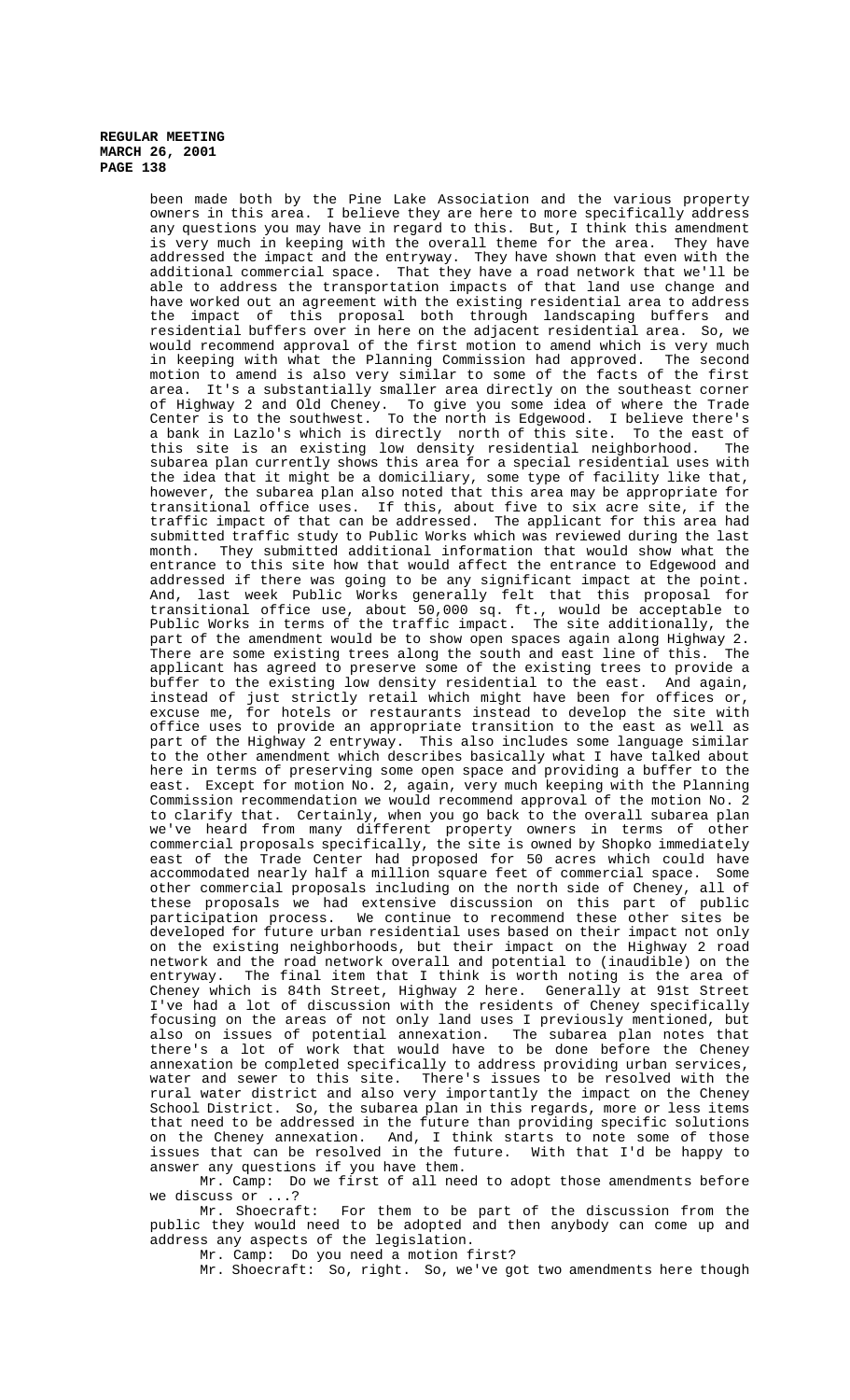been made both by the Pine Lake Association and the various property owners in this area. I believe they are here to more specifically address any questions you may have in regard to this. But, I think this amendment is very much in keeping with the overall theme for the area. They have addressed the impact and the entryway. They have shown that even with the additional commercial space. That they have a road network that we'll be able to address the transportation impacts of that land use change and have worked out an agreement with the existing residential area to address the impact of this proposal both through landscaping buffers and residential buffers over in here on the adjacent residential area. So, we would recommend approval of the first motion to amend which is very much in keeping with what the Planning Commission had approved. The second motion to amend is also very similar to some of the facts of the first area. It's a substantially smaller area directly on the southeast corner of Highway 2 and Old Cheney. To give you some idea of where the Trade Center is to the southwest. To the north is Edgewood. I believe there's a bank in Lazlo's which is directly north of this site. To the east of this site is an existing low density residential neighborhood. The subarea plan currently shows this area for a special residential uses with the idea that it might be a domiciliary, some type of facility like that, however, the subarea plan also noted that this area may be appropriate for transitional office uses. If this, about five to six acre site, if the traffic impact of that can be addressed. The applicant for this area had submitted traffic study to Public Works which was reviewed during the last month. They submitted additional information that would show what the entrance to this site how that would affect the entrance to Edgewood and addressed if there was going to be any significant impact at the point. And, last week Public Works generally felt that this proposal for transitional office use, about 50,000 sq. ft., would be acceptable to Public Works in terms of the traffic impact. The site additionally, the part of the amendment would be to show open spaces again along Highway 2. There are some existing trees along the south and east line of this. The applicant has agreed to preserve some of the existing trees to provide a buffer to the existing low density residential to the east. And again, instead of just strictly retail which might have been for offices or, excuse me, for hotels or restaurants instead to develop the site with office uses to provide an appropriate transition to the east as well as part of the Highway 2 entryway. This also includes some language similar to the other amendment which describes basically what I have talked about here in terms of preserving some open space and providing a buffer to the east. Except for motion No. 2, again, very much keeping with the Planning Commission recommendation we would recommend approval of the motion No. 2 to clarify that. Certainly, when you go back to the overall subarea plan we've heard from many different property owners in terms of other commercial proposals specifically, the site is owned by Shopko immediately east of the Trade Center had proposed for 50 acres which could have accommodated nearly half a million square feet of commercial space. Some other commercial proposals including on the north side of Cheney, all of these proposals we had extensive discussion on this part of public participation process. We continue to recommend these other sites be developed for future urban residential uses based on their impact not only on the existing neighborhoods, but their impact on the Highway 2 road network and the road network overall and potential to (inaudible) on the entryway. The final item that I think is worth noting is the area of Cheney which is 84th Street, Highway 2 here. Generally at 91st Street I've had a lot of discussion with the residents of Cheney specifically focusing on the areas of not only land uses I previously mentioned, but also on issues of potential annexation. The subarea plan notes that there's a lot of work that would have to be done before the Cheney annexation be completed specifically to address providing urban services, water and sewer to this site. There's issues to be resolved with the rural water district and also very importantly the impact on the Cheney School District. So, the subarea plan in this regards, more or less items that need to be addressed in the future than providing specific solutions on the Cheney annexation. And, I think starts to note some of those issues that can be resolved in the future. With that I'd be happy to answer any questions if you have them.

Mr. Camp: Do we first of all need to adopt those amendments before we discuss or ...?

Mr. Shoecraft: For them to be part of the discussion from the public they would need to be adopted and then anybody can come up and address any aspects of the legislation.

Mr. Camp: Do you need a motion first?

Mr. Shoecraft: So, right. So, we've got two amendments here though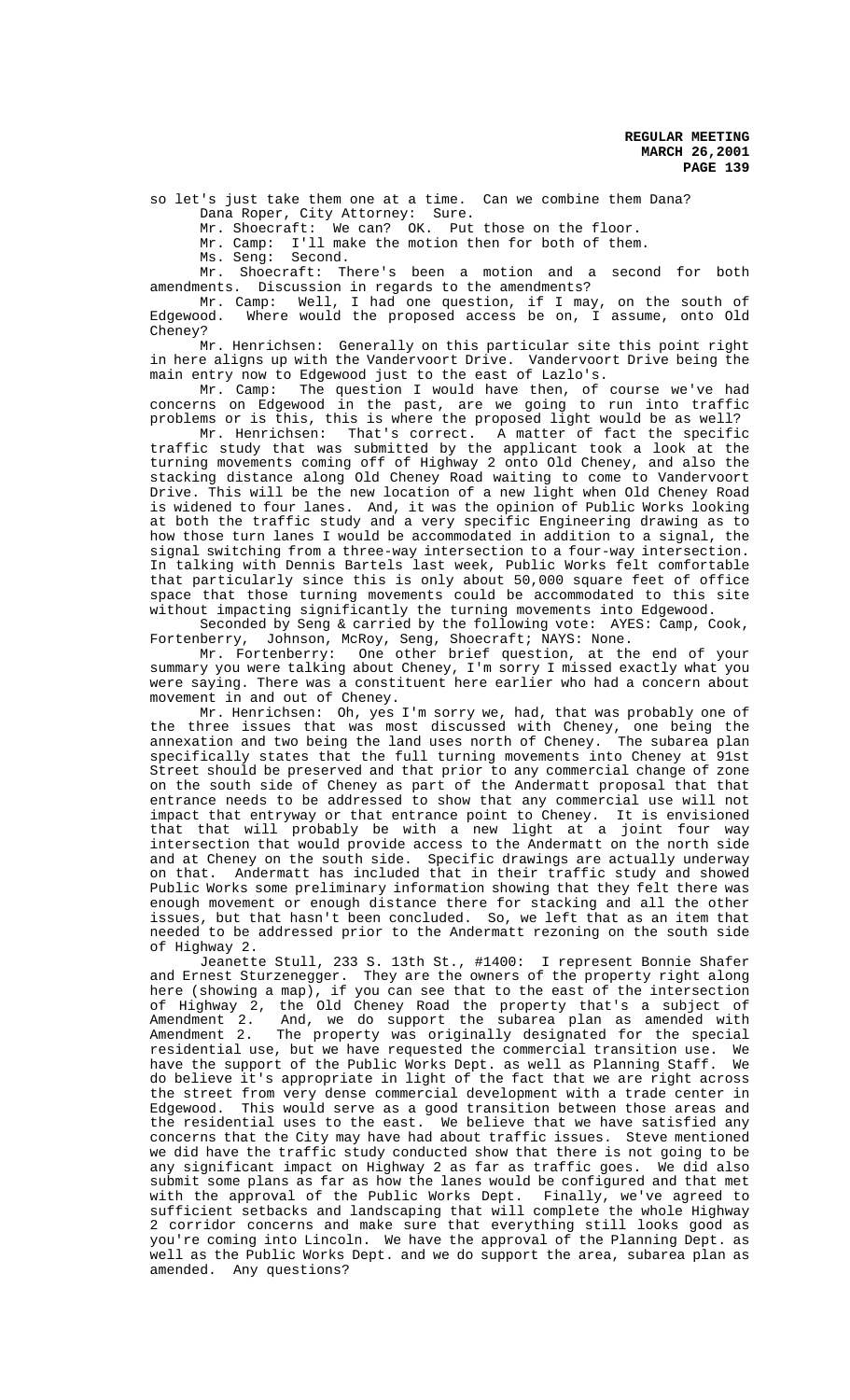so let's just take them one at a time. Can we combine them Dana?

Dana Roper, City Attorney: Sure.

Mr. Shoecraft: We can? OK. Put those on the floor.

Mr. Camp: I'll make the motion then for both of them.

Ms. Seng: Second.

Mr. Shoecraft: There's been a motion and a second for both amendments. Discussion in regards to the amendments?

Mr. Camp: Well, I had one question, if I may, on the south of Edgewood. Where would the proposed access be on, I assume, onto Old Cheney?

Mr. Henrichsen: Generally on this particular site this point right in here aligns up with the Vandervoort Drive. Vandervoort Drive being the main entry now to Edgewood just to the east of Lazlo's.

Mr. Camp: The question I would have then, of course we've had concerns on Edgewood in the past, are we going to run into traffic problems or is this, this is where the proposed light would be as well?

Mr. Henrichsen: That's correct. A matter of fact the specific traffic study that was submitted by the applicant took a look at the turning movements coming off of Highway 2 onto Old Cheney, and also the stacking distance along Old Cheney Road waiting to come to Vandervoort Drive. This will be the new location of a new light when Old Cheney Road is widened to four lanes. And, it was the opinion of Public Works looking at both the traffic study and a very specific Engineering drawing as to how those turn lanes I would be accommodated in addition to a signal, the signal switching from a three-way intersection to a four-way intersection. In talking with Dennis Bartels last week, Public Works felt comfortable that particularly since this is only about 50,000 square feet of office space that those turning movements could be accommodated to this site without impacting significantly the turning movements into Edgewood.

Seconded by Seng & carried by the following vote: AYES: Camp, Cook, Fortenberry, Johnson, McRoy, Seng, Shoecraft; NAYS: None.

Mr. Fortenberry: One other brief question, at the end of your summary you were talking about Cheney, I'm sorry I missed exactly what you were saying. There was a constituent here earlier who had a concern about movement in and out of Cheney.

Mr. Henrichsen: Oh, yes I'm sorry we, had, that was probably one of the three issues that was most discussed with Cheney, one being the annexation and two being the land uses north of Cheney. The subarea plan specifically states that the full turning movements into Cheney at 91st Street should be preserved and that prior to any commercial change of zone on the south side of Cheney as part of the Andermatt proposal that that entrance needs to be addressed to show that any commercial use will not impact that entryway or that entrance point to Cheney. It is envisioned that that will probably be with a new light at a joint four way intersection that would provide access to the Andermatt on the north side and at Cheney on the south side. Specific drawings are actually underway on that. Andermatt has included that in their traffic study and showed Public Works some preliminary information showing that they felt there was enough movement or enough distance there for stacking and all the other issues, but that hasn't been concluded. So, we left that as an item that needed to be addressed prior to the Andermatt rezoning on the south side of Highway 2.

Jeanette Stull, 233 S. 13th St., #1400: I represent Bonnie Shafer and Ernest Sturzenegger. They are the owners of the property right along here (showing a map), if you can see that to the east of the intersection of Highway 2, the Old Cheney Road the property that's a subject of Amendment 2. And, we do support the subarea plan as amended with Amendment 2. The property was originally designated for the special residential use, but we have requested the commercial transition use. We have the support of the Public Works Dept. as well as Planning Staff. We do believe it's appropriate in light of the fact that we are right across the street from very dense commercial development with a trade center in Edgewood. This would serve as a good transition between those areas and the residential uses to the east. We believe that we have satisfied any concerns that the City may have had about traffic issues. Steve mentioned we did have the traffic study conducted show that there is not going to be any significant impact on Highway 2 as far as traffic goes. We did also submit some plans as far as how the lanes would be configured and that met with the approval of the Public Works Dept. Finally, we've agreed to sufficient setbacks and landscaping that will complete the whole Highway 2 corridor concerns and make sure that everything still looks good as you're coming into Lincoln. We have the approval of the Planning Dept. as well as the Public Works Dept. and we do support the area, subarea plan as amended. Any questions?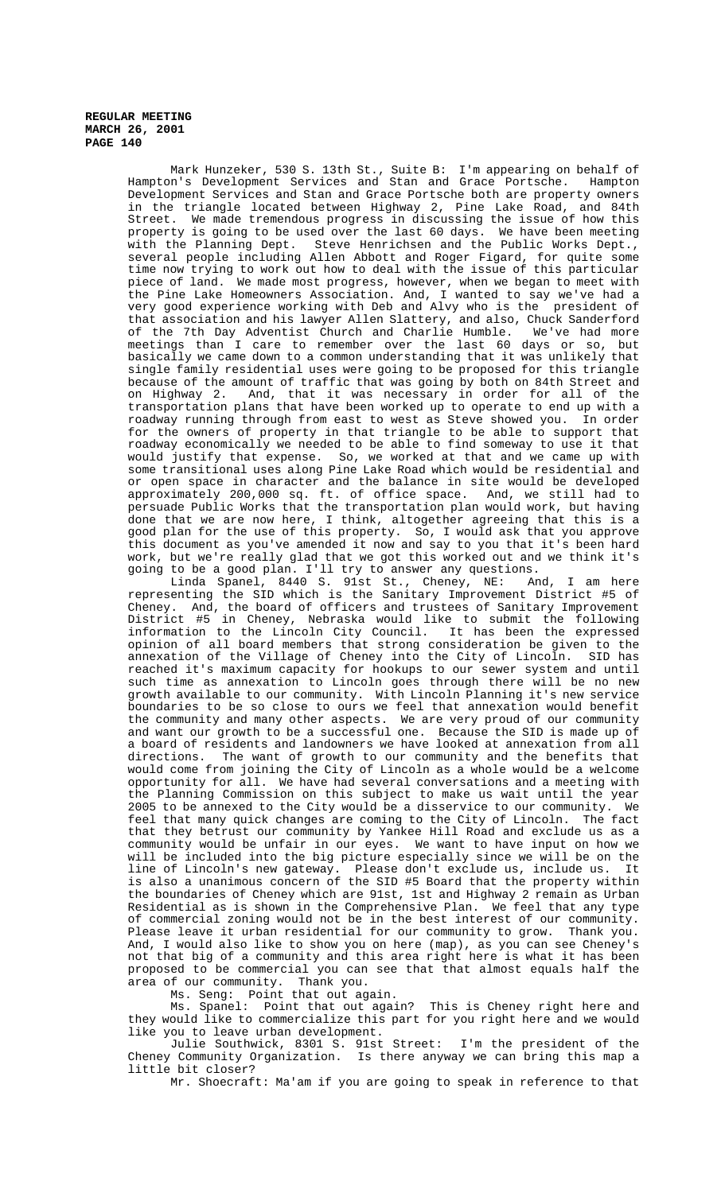Mark Hunzeker, 530 S. 13th St., Suite B: I'm appearing on behalf of Hampton's Development Services and Stan and Grace Portsche. Hampton Development Services and Stan and Grace Portsche both are property owners in the triangle located between Highway 2, Pine Lake Road, and 84th Street. We made tremendous progress in discussing the issue of how this property is going to be used over the last 60 days. We have been meeting with the Planning Dept. Steve Henrichsen and the Public Works Dept., several people including Allen Abbott and Roger Figard, for quite some time now trying to work out how to deal with the issue of this particular piece of land. We made most progress, however, when we began to meet with the Pine Lake Homeowners Association. And, I wanted to say we've had a very good experience working with Deb and Alvy who is the president of that association and his lawyer Allen Slattery, and also, Chuck Sanderford of the 7th Day Adventist Church and Charlie Humble. We've had more meetings than I care to remember over the last 60 days or so, but basically we came down to a common understanding that it was unlikely that single family residential uses were going to be proposed for this triangle because of the amount of traffic that was going by both on 84th Street and on Highway 2. And, that it was necessary in order for all of the transportation plans that have been worked up to operate to end up with a roadway running through from east to west as Steve showed you. In order for the owners of property in that triangle to be able to support that roadway economically we needed to be able to find someway to use it that would justify that expense. So, we worked at that and we came up with some transitional uses along Pine Lake Road which would be residential and or open space in character and the balance in site would be developed approximately 200,000 sq. ft. of office space. And, we still had to persuade Public Works that the transportation plan would work, but having done that we are now here, I think, altogether agreeing that this is a good plan for the use of this property. So, I would ask that you approve this document as you've amended it now and say to you that it's been hard work, but we're really glad that we got this worked out and we think it's going to be a good plan. I'll try to answer any questions.

Linda Spanel, 8440 S. 91st St., Cheney, NE: And, I am here representing the SID which is the Sanitary Improvement District #5 of Cheney. And, the board of officers and trustees of Sanitary Improvement District #5 in Cheney, Nebraska would like to submit the following information to the Lincoln City Council. It has been the expressed opinion of all board members that strong consideration be given to the annexation of the Village of Cheney into the City of Lincoln. SID has reached it's maximum capacity for hookups to our sewer system and until such time as annexation to Lincoln goes through there will be no new growth available to our community. With Lincoln Planning it's new service boundaries to be so close to ours we feel that annexation would benefit the community and many other aspects. We are very proud of our community and want our growth to be a successful one. Because the SID is made up of a board of residents and landowners we have looked at annexation from all directions. The want of growth to our community and the benefits that would come from joining the City of Lincoln as a whole would be a welcome opportunity for all. We have had several conversations and a meeting with the Planning Commission on this subject to make us wait until the year 2005 to be annexed to the City would be a disservice to our community. We feel that many quick changes are coming to the City of Lincoln. The fact that they betrust our community by Yankee Hill Road and exclude us as a community would be unfair in our eyes. We want to have input on how we will be included into the big picture especially since we will be on the line of Lincoln's new gateway. Please don't exclude us, include us. It is also a unanimous concern of the SID #5 Board that the property within the boundaries of Cheney which are 91st, 1st and Highway 2 remain as Urban Residential as is shown in the Comprehensive Plan. We feel that any type of commercial zoning would not be in the best interest of our community. Please leave it urban residential for our community to grow. Thank you. And, I would also like to show you on here (map), as you can see Cheney's not that big of a community and this area right here is what it has been proposed to be commercial you can see that that almost equals half the area of our community. Thank you.

Ms. Seng: Point that out again.

Ms. Spanel: Point that out again? This is Cheney right here and they would like to commercialize this part for you right here and we would like you to leave urban development.

Julie Southwick, 8301 S. 91st Street: I'm the president of the Cheney Community Organization. Is there anyway we can bring this map a little bit closer?

Mr. Shoecraft: Ma'am if you are going to speak in reference to that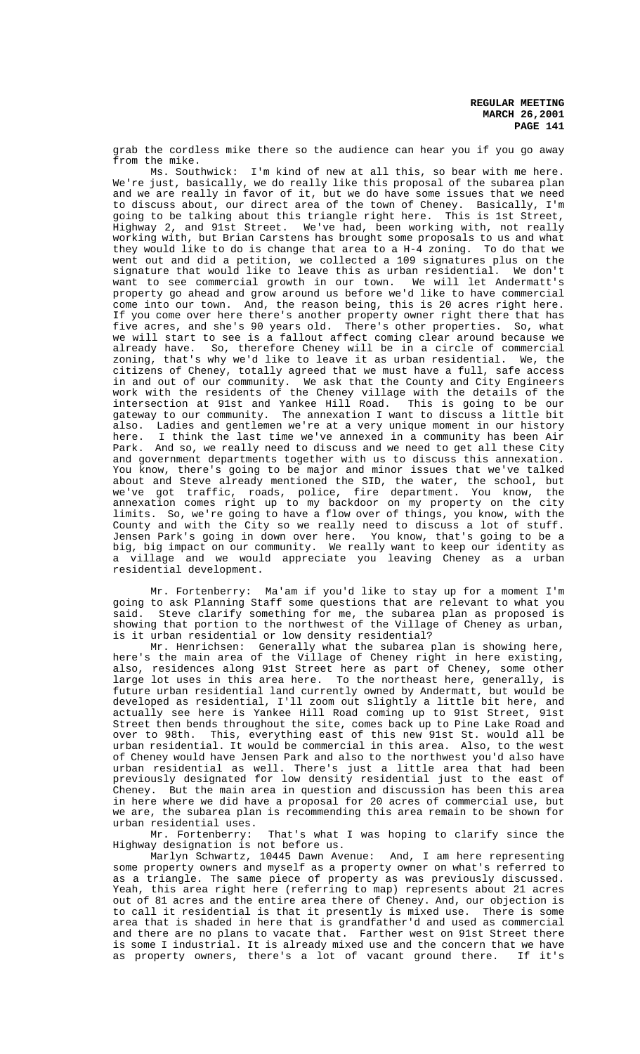grab the cordless mike there so the audience can hear you if you go away from the mike.

Ms. Southwick: I'm kind of new at all this, so bear with me here. We're just, basically, we do really like this proposal of the subarea plan and we are really in favor of it, but we do have some issues that we need to discuss about, our direct area of the town of Cheney. Basically, I'm going to be talking about this triangle right here. This is 1st Street, Highway 2, and 91st Street. We've had, been working with, not really working with, but Brian Carstens has brought some proposals to us and what they would like to do is change that area to a H-4 zoning. To do that we went out and did a petition, we collected a 109 signatures plus on the signature that would like to leave this as urban residential. We don't want to see commercial growth in our town. We will let Andermatt's property go ahead and grow around us before we'd like to have commercial come into our town. And, the reason being, this is 20 acres right here. If you come over here there's another property owner right there that has five acres, and she's 90 years old. There's other properties. So, what we will start to see is a fallout affect coming clear around because we already have. So, therefore Cheney will be in a circle of commercial zoning, that's why we'd like to leave it as urban residential. We, the citizens of Cheney, totally agreed that we must have a full, safe access in and out of our community. We ask that the County and City Engineers work with the residents of the Cheney village with the details of the intersection at 91st and Yankee Hill Road. This is going to be our gateway to our community. The annexation I want to discuss a little bit also. Ladies and gentlemen we're at a very unique moment in our history here. I think the last time we've annexed in a community has been Air Park. And so, we really need to discuss and we need to get all these City and government departments together with us to discuss this annexation. You know, there's going to be major and minor issues that we've talked about and Steve already mentioned the SID, the water, the school, but we've got traffic, roads, police, fire department. You know, the annexation comes right up to my backdoor on my property on the city limits. So, we're going to have a flow over of things, you know, with the County and with the City so we really need to discuss a lot of stuff. Jensen Park's going in down over here. You know, that's going to be a big, big impact on our community. We really want to keep our identity as a village and we would appreciate you leaving Cheney as a urban residential development.

Mr. Fortenberry: Ma'am if you'd like to stay up for a moment I'm going to ask Planning Staff some questions that are relevant to what you said. Steve clarify something for me, the subarea plan as proposed is showing that portion to the northwest of the Village of Cheney as urban, is it urban residential or low density residential?

Mr. Henrichsen: Generally what the subarea plan is showing here, here's the main area of the Village of Cheney right in here existing, also, residences along 91st Street here as part of Cheney, some other large lot uses in this area here. To the northeast here, generally, is future urban residential land currently owned by Andermatt, but would be developed as residential, I'll zoom out slightly a little bit here, and actually see here is Yankee Hill Road coming up to 91st Street, 91st Street then bends throughout the site, comes back up to Pine Lake Road and over to 98th. This, everything east of this new 91st St. would all be urban residential. It would be commercial in this area. Also, to the west of Cheney would have Jensen Park and also to the northwest you'd also have urban residential as well. There's just a little area that had been previously designated for low density residential just to the east of Cheney. But the main area in question and discussion has been this area in here where we did have a proposal for 20 acres of commercial use, but we are, the subarea plan is recommending this area remain to be shown for urban residential uses.

Mr. Fortenberry: That's what I was hoping to clarify since the Highway designation is not before us.

Marlyn Schwartz, 10445 Dawn Avenue: And, I am here representing some property owners and myself as a property owner on what's referred to as a triangle. The same piece of property as was previously discussed. Yeah, this area right here (referring to map) represents about 21 acres out of 81 acres and the entire area there of Cheney. And, our objection is to call it residential is that it presently is mixed use. There is some area that is shaded in here that is grandfather'd and used as commercial and there are no plans to vacate that. Farther west on 91st Street there is some I industrial. It is already mixed use and the concern that we have as property owners, there's a lot of vacant ground there. If it's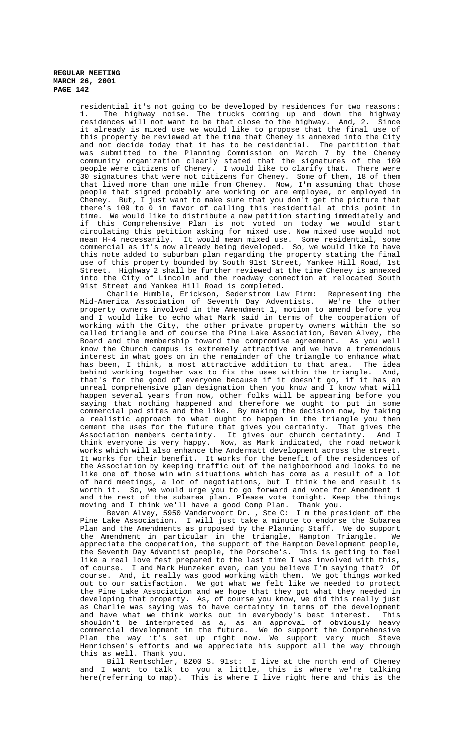residential it's not going to be developed by residences for two reasons: 1. The highway noise. The trucks coming up and down the highway residences will not want to be that close to the highway. And, 2. Since it already is mixed use we would like to propose that the final use of this property be reviewed at the time that Cheney is annexed into the City and not decide today that it has to be residential. The partition that was submitted to the Planning Commission on March 7 by the Cheney community organization clearly stated that the signatures of the 109 people were citizens of Cheney. I would like to clarify that. There were 30 signatures that were not citizens for Cheney. Some of them, 18 of them that lived more than one mile from Cheney. Now, I'm assuming that those people that signed probably are working or are employee, or employed in Cheney. But, I just want to make sure that you don't get the picture that there's 109 to 0 in favor of calling this residential at this point in time. We would like to distribute a new petition starting immediately and if this Comprehensive Plan is not voted on today we would start circulating this petition asking for mixed use. Now mixed use would not mean H-4 necessarily. It would mean mixed use. Some residential, some commercial as it's now already being developed. So, we would like to have this note added to suburban plan regarding the property stating the final use of this property bounded by South 91st Street, Yankee Hill Road, 1st Street. Highway 2 shall be further reviewed at the time Cheney is annexed into the City of Lincoln and the roadway connection at relocated South 91st Street and Yankee Hill Road is completed.

Charlie Humble, Erickson, Sederstrom Law Firm: Representing the Mid-America Association of Seventh Day Adventists. We're the other property owners involved in the Amendment 1, motion to amend before you and I would like to echo what Mark said in terms of the cooperation of working with the City, the other private property owners within the so called triangle and of course the Pine Lake Association, Beven Alvey, the Board and the membership toward the compromise agreement. As you well know the Church campus is extremely attractive and we have a tremendous interest in what goes on in the remainder of the triangle to enhance what has been, I think, a most attractive addition to that area. The idea behind working together was to fix the uses within the triangle. And, that's for the good of everyone because if it doesn't go, if it has an unreal comprehensive plan designation then you know and I know what will happen several years from now, other folks will be appearing before you saying that nothing happened and therefore we ought to put in some commercial pad sites and the like. By making the decision now, by taking a realistic approach to what ought to happen in the triangle you then cement the uses for the future that gives you certainty. That gives the Association members certainty. It gives our church certainty. And I think everyone is very happy. Now, as Mark indicated, the road network works which will also enhance the Andermatt development across the street. It works for their benefit. It works for the benefit of the residences of the Association by keeping traffic out of the neighborhood and looks to me like one of those win win situations which has come as a result of a lot of hard meetings, a lot of negotiations, but I think the end result is worth it. So, we would urge you to go forward and vote for Amendment 1 and the rest of the subarea plan. Please vote tonight. Keep the things moving and I think we'll have a good Comp Plan. Thank you.

Beven Alvey, 5950 Vandervoort Dr. , Ste C: I'm the president of the Pine Lake Association. I will just take a minute to endorse the Subarea Plan and the Amendments as proposed by the Planning Staff. We do support the Amendment in particular in the triangle, Hampton Triangle. We appreciate the cooperation, the support of the Hampton Development people, the Seventh Day Adventist people, the Porsche's. This is getting to feel like a real love fest prepared to the last time I was involved with this, of course. I and Mark Hunzeker even, can you believe I'm saying that? Of course. And, it really was good working with them. We got things worked out to our satisfaction. We got what we felt like we needed to protect the Pine Lake Association and we hope that they got what they needed in developing that property. As, of course you know, we did this really just as Charlie was saying was to have certainty in terms of the development and have what we think works out in everybody's best interest. This shouldn't be interpreted as a, as an approval of obviously heavy commercial development in the future. We do support the Comprehensive Plan the way it's set up right now. We support very much Steve Henrichsen's efforts and we appreciate his support all the way through this as well. Thank you.

Bill Rentschler, 8200 S. 91st: I live at the north end of Cheney and I want to talk to you a little, this is where we're talking here(referring to map). This is where I live right here and this is the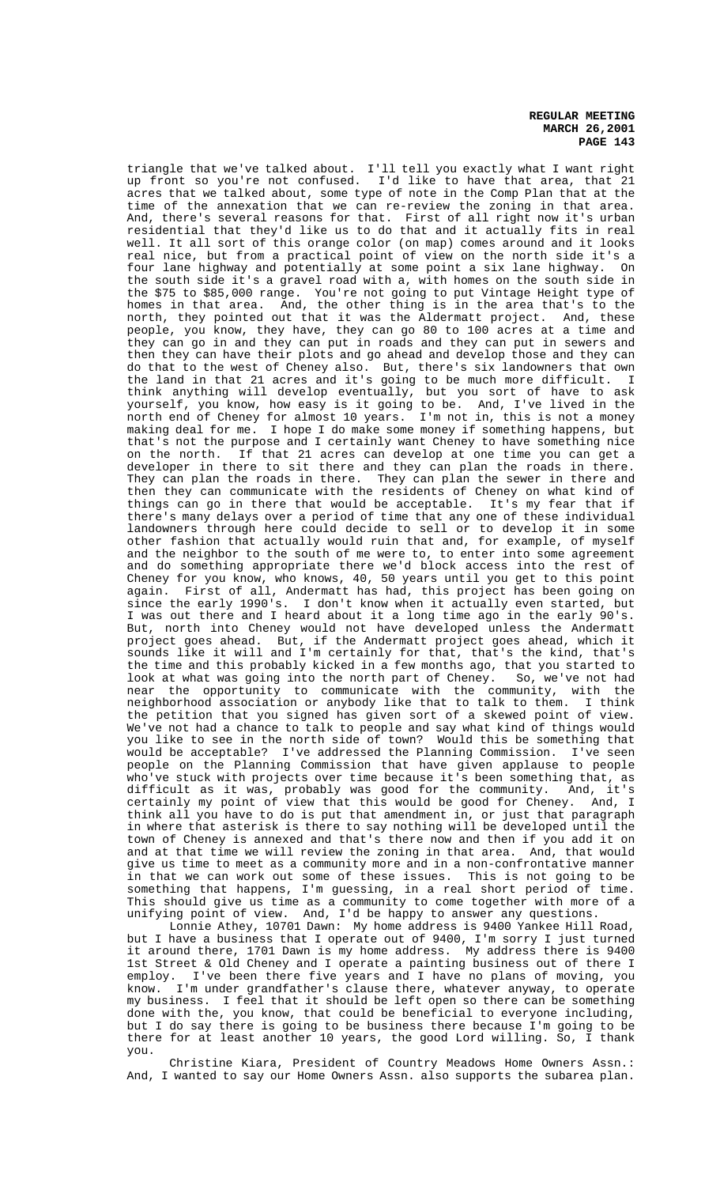triangle that we've talked about. I'll tell you exactly what I want right up front so you're not confused. I'd like to have that area, that 21 acres that we talked about, some type of note in the Comp Plan that at the time of the annexation that we can re-review the zoning in that area. And, there's several reasons for that. First of all right now it's urban residential that they'd like us to do that and it actually fits in real well. It all sort of this orange color (on map) comes around and it looks real nice, but from a practical point of view on the north side it's a four lane highway and potentially at some point a six lane highway. On the south side it's a gravel road with a, with homes on the south side in the $75 to $85,000 range. You're not going to put Vintage Height type of homes in that area. And, the other thing is in the area that's to the north, they pointed out that it was the Aldermatt project. And, these people, you know, they have, they can go 80 to 100 acres at a time and they can go in and they can put in roads and they can put in sewers and then they can have their plots and go ahead and develop those and they can do that to the west of Cheney also. But, there's six landowners that own the land in that 21 acres and it's going to be much more difficult. I think anything will develop eventually, but you sort of have to ask yourself, you know, how easy is it going to be. And, I've lived in the north end of Cheney for almost 10 years. I'm not in, this is not a money making deal for me. I hope I do make some money if something happens, but that's not the purpose and I certainly want Cheney to have something nice on the north. If that 21 acres can develop at one time you can get a developer in there to sit there and they can plan the roads in there. They can plan the roads in there. They can plan the sewer in there and then they can communicate with the residents of Cheney on what kind of things can go in there that would be acceptable. It's my fear that if there's many delays over a period of time that any one of these individual landowners through here could decide to sell or to develop it in some other fashion that actually would ruin that and, for example, of myself and the neighbor to the south of me were to, to enter into some agreement and do something appropriate there we'd block access into the rest of Cheney for you know, who knows, 40, 50 years until you get to this point again. First of all, Andermatt has had, this project has been going on since the early 1990's. I don't know when it actually even started, but I was out there and I heard about it a long time ago in the early 90's. But, north into Cheney would not have developed unless the Andermatt project goes ahead. But, if the Andermatt project goes ahead, which it sounds like it will and I'm certainly for that, that's the kind, that's the time and this probably kicked in a few months ago, that you started to look at what was going into the north part of Cheney. So, we've not had near the opportunity to communicate with the community, with the neighborhood association or anybody like that to talk to them. I think the petition that you signed has given sort of a skewed point of view. We've not had a chance to talk to people and say what kind of things would you like to see in the north side of town? Would this be something that would be acceptable? I've addressed the Planning Commission. I've seen people on the Planning Commission that have given applause to people who've stuck with projects over time because it's been something that, as difficult as it was, probably was good for the community. And, it's certainly my point of view that this would be good for Cheney. And, I think all you have to do is put that amendment in, or just that paragraph in where that asterisk is there to say nothing will be developed until the town of Cheney is annexed and that's there now and then if you add it on and at that time we will review the zoning in that area. And, that would give us time to meet as a community more and in a non-confrontative manner in that we can work out some of these issues. This is not going to be something that happens, I'm guessing, in a real short period of time. This should give us time as a community to come together with more of a unifying point of view. And, I'd be happy to answer any questions.

Lonnie Athey, 10701 Dawn: My home address is 9400 Yankee Hill Road, but I have a business that I operate out of 9400, I'm sorry I just turned it around there, 1701 Dawn is my home address. My address there is 9400 1st Street & Old Cheney and I operate a painting business out of there I employ. I've been there five years and I have no plans of moving, you know. I'm under grandfather's clause there, whatever anyway, to operate my business. I feel that it should be left open so there can be something done with the, you know, that could be beneficial to everyone including, but I do say there is going to be business there because I'm going to be there for at least another 10 years, the good Lord willing. So, I thank you.

Christine Kiara, President of Country Meadows Home Owners Assn.: And, I wanted to say our Home Owners Assn. also supports the subarea plan.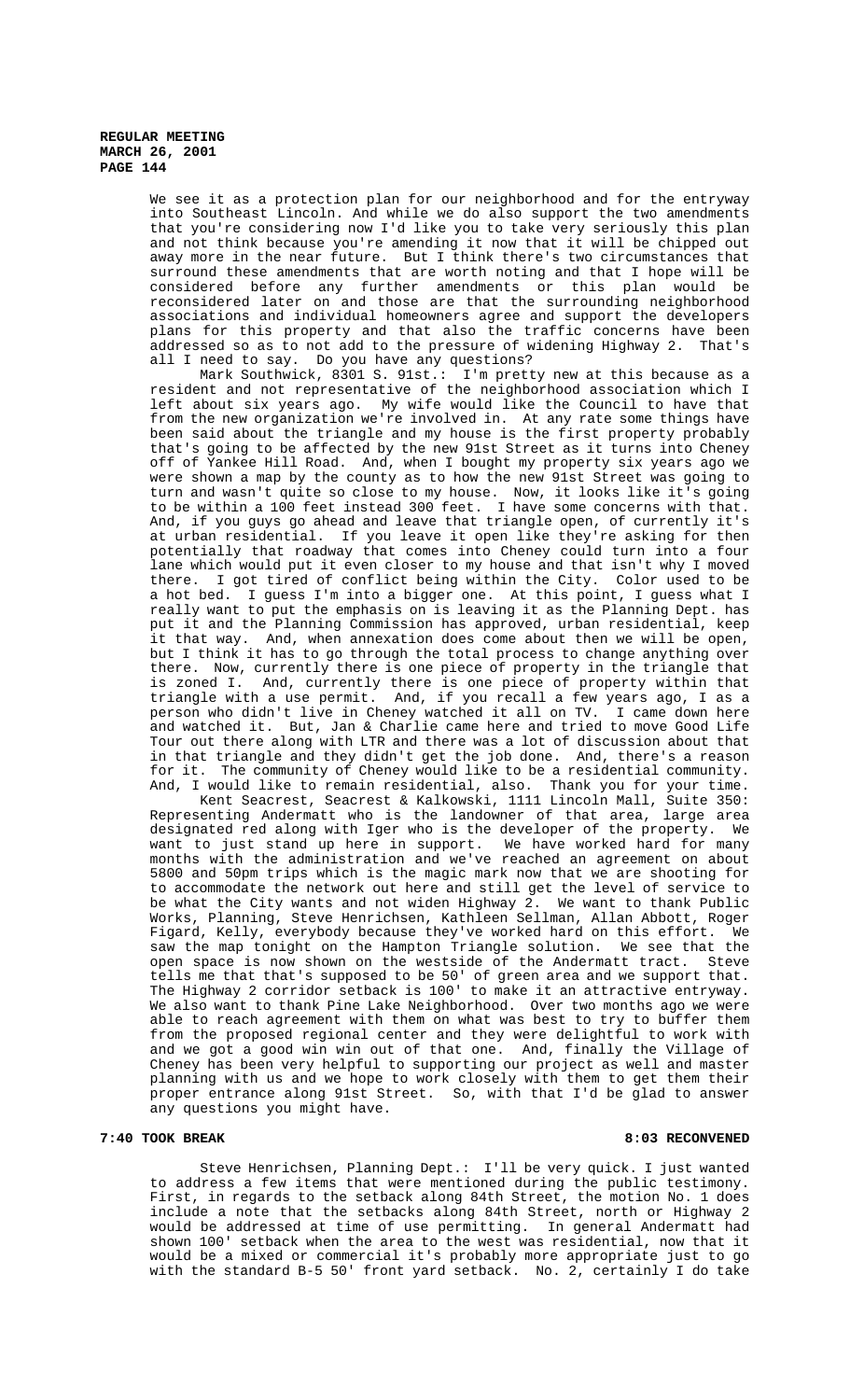We see it as a protection plan for our neighborhood and for the entryway into Southeast Lincoln. And while we do also support the two amendments that you're considering now I'd like you to take very seriously this plan and not think because you're amending it now that it will be chipped out away more in the near future. But I think there's two circumstances that surround these amendments that are worth noting and that I hope will be considered before any further amendments or this plan would be reconsidered later on and those are that the surrounding neighborhood associations and individual homeowners agree and support the developers plans for this property and that also the traffic concerns have been addressed so as to not add to the pressure of widening Highway 2. That's all I need to say. Do you have any questions?

Mark Southwick, 8301 S. 91st.: I'm pretty new at this because as a resident and not representative of the neighborhood association which I left about six years ago. My wife would like the Council to have that from the new organization we're involved in. At any rate some things have been said about the triangle and my house is the first property probably that's going to be affected by the new 91st Street as it turns into Cheney off of Yankee Hill Road. And, when I bought my property six years ago we were shown a map by the county as to how the new 91st Street was going to turn and wasn't quite so close to my house. Now, it looks like it's going to be within a 100 feet instead 300 feet. I have some concerns with that. And, if you guys go ahead and leave that triangle open, of currently it's at urban residential. If you leave it open like they're asking for then potentially that roadway that comes into Cheney could turn into a four lane which would put it even closer to my house and that isn't why I moved there. I got tired of conflict being within the City. Color used to be a hot bed. I guess I'm into a bigger one. At this point, I guess what I really want to put the emphasis on is leaving it as the Planning Dept. has put it and the Planning Commission has approved, urban residential, keep it that way. And, when annexation does come about then we will be open, but I think it has to go through the total process to change anything over there. Now, currently there is one piece of property in the triangle that is zoned I. And, currently there is one piece of property within that triangle with a use permit. And, if you recall a few years ago, I as a person who didn't live in Cheney watched it all on TV. I came down here and watched it. But, Jan & Charlie came here and tried to move Good Life Tour out there along with LTR and there was a lot of discussion about that in that triangle and they didn't get the job done. And, there's a reason for it. The community of Cheney would like to be a residential community. And, I would like to remain residential, also. Thank you for your time.

Kent Seacrest, Seacrest & Kalkowski, 1111 Lincoln Mall, Suite 350: Representing Andermatt who is the landowner of that area, large area designated red along with Iger who is the developer of the property. We want to just stand up here in support. We have worked hard for many months with the administration and we've reached an agreement on about 5800 and 50pm trips which is the magic mark now that we are shooting for to accommodate the network out here and still get the level of service to be what the City wants and not widen Highway 2. We want to thank Public Works, Planning, Steve Henrichsen, Kathleen Sellman, Allan Abbott, Roger Figard, Kelly, everybody because they've worked hard on this effort. We saw the map tonight on the Hampton Triangle solution. We see that the open space is now shown on the westside of the Andermatt tract. Steve tells me that that's supposed to be 50' of green area and we support that. The Highway 2 corridor setback is 100' to make it an attractive entryway. We also want to thank Pine Lake Neighborhood. Over two months ago we were able to reach agreement with them on what was best to try to buffer them from the proposed regional center and they were delightful to work with and we got a good win win out of that one. And, finally the Village of Cheney has been very helpful to supporting our project as well and master planning with us and we hope to work closely with them to get them their proper entrance along 91st Street. So, with that I'd be glad to answer any questions you might have.

**7:40 TOOK BREAK** **8:03 RECONVENED**

Steve Henrichsen, Planning Dept.: I'll be very quick. I just wanted to address a few items that were mentioned during the public testimony. First, in regards to the setback along 84th Street, the motion No. 1 does include a note that the setbacks along 84th Street, north or Highway 2 would be addressed at time of use permitting. In general Andermatt had shown 100' setback when the area to the west was residential, now that it would be a mixed or commercial it's probably more appropriate just to go with the standard B-5 50' front yard setback. No. 2, certainly I do take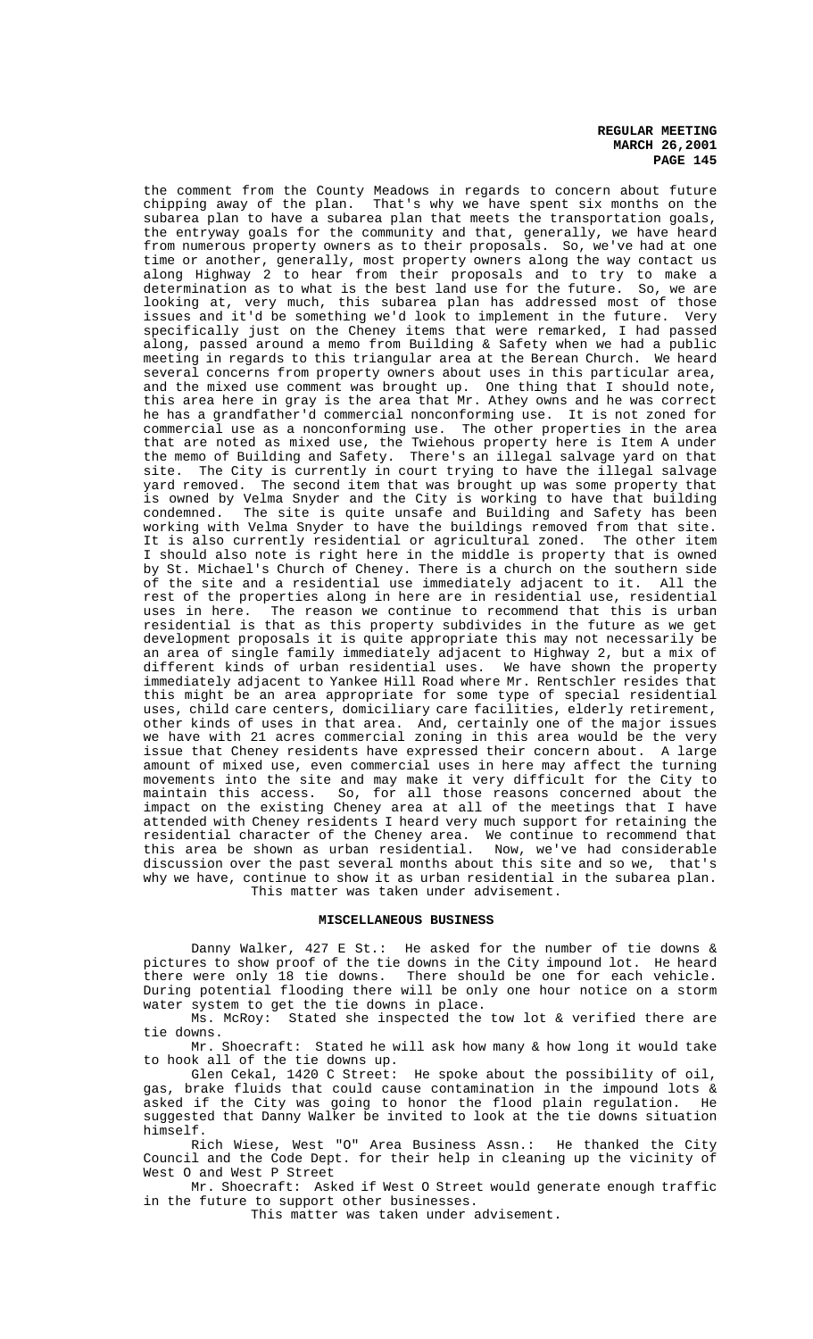the comment from the County Meadows in regards to concern about future chipping away of the plan. That's why we have spent six months on the subarea plan to have a subarea plan that meets the transportation goals, the entryway goals for the community and that, generally, we have heard from numerous property owners as to their proposals. So, we've had at one time or another, generally, most property owners along the way contact us along Highway 2 to hear from their proposals and to try to make a determination as to what is the best land use for the future. So, we are looking at, very much, this subarea plan has addressed most of those issues and it'd be something we'd look to implement in the future. Very specifically just on the Cheney items that were remarked, I had passed along, passed around a memo from Building & Safety when we had a public meeting in regards to this triangular area at the Berean Church. We heard several concerns from property owners about uses in this particular area, and the mixed use comment was brought up. One thing that I should note, this area here in gray is the area that Mr. Athey owns and he was correct he has a grandfather'd commercial nonconforming use. It is not zoned for commercial use as a nonconforming use. The other properties in the area that are noted as mixed use, the Twiehous property here is Item A under the memo of Building and Safety. There's an illegal salvage yard on that site. The City is currently in court trying to have the illegal salvage yard removed. The second item that was brought up was some property that is owned by Velma Snyder and the City is working to have that building condemned. The site is quite unsafe and Building and Safety has been working with Velma Snyder to have the buildings removed from that site. It is also currently residential or agricultural zoned. The other item I should also note is right here in the middle is property that is owned by St. Michael's Church of Cheney. There is a church on the southern side of the site and a residential use immediately adjacent to it. All the rest of the properties along in here are in residential use, residential uses in here. The reason we continue to recommend that this is urban residential is that as this property subdivides in the future as we get development proposals it is quite appropriate this may not necessarily be an area of single family immediately adjacent to Highway 2, but a mix of different kinds of urban residential uses. We have shown the property immediately adjacent to Yankee Hill Road where Mr. Rentschler resides that this might be an area appropriate for some type of special residential uses, child care centers, domiciliary care facilities, elderly retirement, other kinds of uses in that area. And, certainly one of the major issues we have with 21 acres commercial zoning in this area would be the very issue that Cheney residents have expressed their concern about. A large amount of mixed use, even commercial uses in here may affect the turning movements into the site and may make it very difficult for the City to maintain this access. So, for all those reasons concerned about the impact on the existing Cheney area at all of the meetings that I have attended with Cheney residents I heard very much support for retaining the residential character of the Cheney area. We continue to recommend that this area be shown as urban residential. Now, we've had considerable discussion over the past several months about this site and so we, that's why we have, continue to show it as urban residential in the subarea plan.

This matter was taken under advisement.

## MISCELLANEOUS BUSINESS

Danny Walker, 427 E St.: He asked for the number of tie downs & pictures to show proof of the tie downs in the City impound lot. He heard there were only 18 tie downs. There should be one for each vehicle. During potential flooding there will be only one hour notice on a storm water system to get the tie downs in place.

Ms. McRoy: Stated she inspected the tow lot & verified there are tie downs.

Mr. Shoecraft: Stated he will ask how many & how long it would take to hook all of the tie downs up.

Glen Cekal, 1420 C Street: He spoke about the possibility of oil, gas, brake fluids that could cause contamination in the impound lots & asked if the City was going to honor the flood plain regulation. He suggested that Danny Walker be invited to look at the tie downs situation himself.

Rich Wiese, West "O" Area Business Assn.: He thanked the City Council and the Code Dept. for their help in cleaning up the vicinity of West O and West P Street

Mr. Shoecraft: Asked if West O Street would generate enough traffic in the future to support other businesses.

This matter was taken under advisement.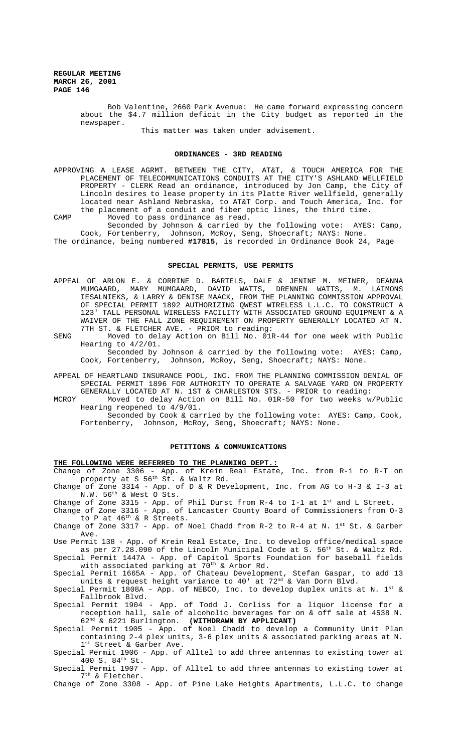Bob Valentine, 2660 Park Avenue: He came forward expressing concern about the $4.7 million deficit in the City budget as reported in the newspaper.

This matter was taken under advisement.

## ORDINANCES - 3RD READING

APPROVING A LEASE AGRMT. BETWEEN THE CITY, AT&T, & TOUCH AMERICA FOR THE PLACEMENT OF TELECOMMUNICATIONS CONDUITS AT THE CITY'S ASHLAND WELLFIELD PROPERTY - CLERK Read an ordinance, introduced by Jon Camp, the City of Lincoln desires to lease property in its Platte River wellfield, generally located near Ashland Nebraska, to AT&T Corp. and Touch America, Inc. for the placement of a conduit and fiber optic lines, the third time.

CAMP Moved to pass ordinance as read.

Seconded by Johnson & carried by the following vote: AYES: Camp, Cook, Fortenberry, Johnson, McRoy, Seng, Shoecraft; NAYS: None.

The ordinance, being numbered **#17815**, is recorded in Ordinance Book 24, Page

## SPECIAL PERMITS, USE PERMITS

APPEAL OF ARLON E. & CORRINE D. BARTELS, DALE & JENINE M. MEINER, DEANNA MUMGAARD, MARY MUMGAARD, DAVID WATTS, DRENNEN WATTS, M. LAIMONS IESALNIEKS, & LARRY & DENISE MAACK, FROM THE PLANNING COMMISSION APPROVAL OF SPECIAL PERMIT 1892 AUTHORIZING QWEST WIRELESS L.L.C. TO CONSTRUCT A 123' TALL PERSONAL WIRELESS FACILITY WITH ASSOCIATED GROUND EQUIPMENT & A WAIVER OF THE FALL ZONE REQUIREMENT ON PROPERTY GENERALLY LOCATED AT N. 7TH ST. & FLETCHER AVE. - PRIOR to reading:

SENG Moved to delay Action on Bill No. 01R-44 for one week with Public Hearing to 4/2/01.

Seconded by Johnson & carried by the following vote: AYES: Camp, Cook, Fortenberry, Johnson, McRoy, Seng, Shoecraft; NAYS: None.

APPEAL OF HEARTLAND INSURANCE POOL, INC. FROM THE PLANNING COMMISSION DENIAL OF SPECIAL PERMIT 1896 FOR AUTHORITY TO OPERATE A SALVAGE YARD ON PROPERTY GENERALLY LOCATED AT N. 1ST & CHARLESTON STS. - PRIOR to reading:

MCROY Moved to delay Action on Bill No. 01R-50 for two weeks w/Public Hearing reopened to 4/9/01.

Seconded by Cook & carried by the following vote: AYES: Camp, Cook, Fortenberry, Johnson, McRoy, Seng, Shoecraft; NAYS: None.

## PETITIONS & COMMUNICATIONS

**THE FOLLOWING WERE REFERRED TO THE PLANNING DEPT.:**

Change of Zone 3306 - App. of Krein Real Estate, Inc. from R-1 to R-T on property at S 56th St. & Waltz Rd.

Change of Zone 3314 - App. of D & R Development, Inc. from AG to H-3 & I-3 at N.W. 56th & West O Sts.

Change of Zone 3315 - App. of Phil Durst from R-4 to I-1 at 1st and L Street.

Change of Zone 3316 - App. of Lancaster County Board of Commissioners from O-3 to P at 46th & R Streets.

Change of Zone 3317 - App. of Noel Chadd from R-2 to R-4 at N. 1st St. & Garber Ave.

Use Permit 138 - App. of Krein Real Estate, Inc. to develop office/medical space as per 27.28.090 of the Lincoln Municipal Code at S. 56th St. & Waltz Rd.

Special Permit 1447A - App. of Capitol Sports Foundation for baseball fields with associated parking at 70th & Arbor Rd.

Special Permit 1665A - App. of Chateau Development, Stefan Gaspar, to add 13 units & request height variance to 40' at 72nd & Van Dorn Blvd.

Special Permit 1808A - App. of NEBCO, Inc. to develop duplex units at N. 1st & Fallbrook Blvd.

Special Permit 1904 - App. of Todd J. Corliss for a liquor license for a reception hall, sale of alcoholic beverages for on & off sale at 4538 N. 62nd & 6221 Burlington. **(WITHDRAWN BY APPLICANT)**

Special Permit 1905 - App. of Noel Chadd to develop a Community Unit Plan containing 2-4 plex units, 3-6 plex units & associated parking areas at N. 1st Street & Garber Ave.

Special Permit 1906 - App. of Alltel to add three antennas to existing tower at 400 S. 84th St.

Special Permit 1907 - App. of Alltel to add three antennas to existing tower at 7th & Fletcher.

Change of Zone 3308 - App. of Pine Lake Heights Apartments, L.L.C. to change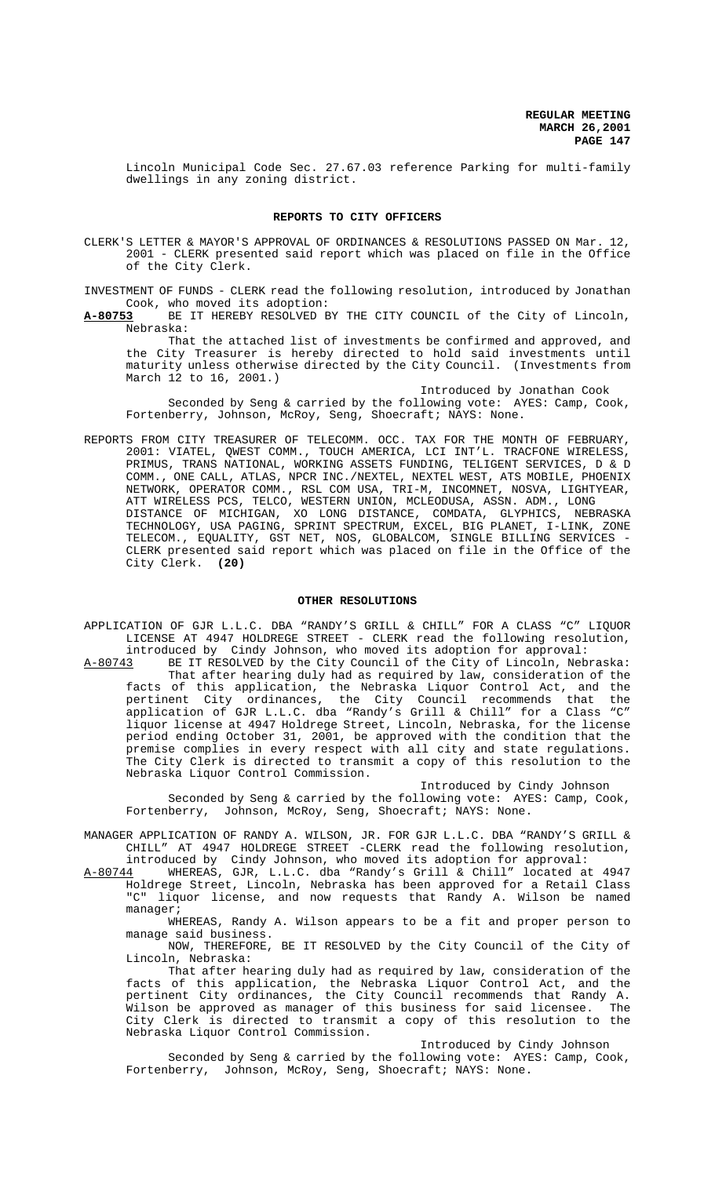Lincoln Municipal Code Sec. 27.67.03 reference Parking for multi-family dwellings in any zoning district.

## REPORTS TO CITY OFFICERS

CLERK'S LETTER & MAYOR'S APPROVAL OF ORDINANCES & RESOLUTIONS PASSED ON Mar. 12, 2001 - CLERK presented said report which was placed on file in the Office of the City Clerk.

INVESTMENT OF FUNDS - CLERK read the following resolution, introduced by Jonathan Cook, who moved its adoption:

**A-80753** BE IT HEREBY RESOLVED BY THE CITY COUNCIL of the City of Lincoln, Nebraska:

That the attached list of investments be confirmed and approved, and the City Treasurer is hereby directed to hold said investments until maturity unless otherwise directed by the City Council. (Investments from March 12 to 16, 2001.)

Introduced by Jonathan Cook

Seconded by Seng & carried by the following vote: AYES: Camp, Cook, Fortenberry, Johnson, McRoy, Seng, Shoecraft; NAYS: None.

REPORTS FROM CITY TREASURER OF TELECOMM. OCC. TAX FOR THE MONTH OF FEBRUARY, 2001: VIATEL, QWEST COMM., TOUCH AMERICA, LCI INT'L. TRACFONE WIRELESS, PRIMUS, TRANS NATIONAL, WORKING ASSETS FUNDING, TELIGENT SERVICES, D & D COMM., ONE CALL, ATLAS, NPCR INC./NEXTEL, NEXTEL WEST, ATS MOBILE, PHOENIX NETWORK, OPERATOR COMM., RSL COM USA, TRI-M, INCOMNET, NOSVA, LIGHTYEAR, ATT WIRELESS PCS, TELCO, WESTERN UNION, MCLEODUSA, ASSN. ADM., LONG DISTANCE OF MICHIGAN, XO LONG DISTANCE, COMDATA, GLYPHICS, NEBRASKA TECHNOLOGY, USA PAGING, SPRINT SPECTRUM, EXCEL, BIG PLANET, I-LINK, ZONE TELECOM., EQUALITY, GST NET, NOS, GLOBALCOM, SINGLE BILLING SERVICES - CLERK presented said report which was placed on file in the Office of the City Clerk. **(20)**

## OTHER RESOLUTIONS

APPLICATION OF GJR L.L.C. DBA "RANDY'S GRILL & CHILL" FOR A CLASS "C" LIQUOR LICENSE AT 4947 HOLDREGE STREET - CLERK read the following resolution, introduced by Cindy Johnson, who moved its adoption for approval:

A-80743 BE IT RESOLVED by the City Council of the City of Lincoln, Nebraska:

That after hearing duly had as required by law, consideration of the facts of this application, the Nebraska Liquor Control Act, and the pertinent City ordinances, the City Council recommends that the application of GJR L.L.C. dba "Randy's Grill & Chill" for a Class "C" liquor license at 4947 Holdrege Street, Lincoln, Nebraska, for the license period ending October 31, 2001, be approved with the condition that the premise complies in every respect with all city and state regulations. The City Clerk is directed to transmit a copy of this resolution to the Nebraska Liquor Control Commission.

Introduced by Cindy Johnson

Seconded by Seng & carried by the following vote: AYES: Camp, Cook, Fortenberry, Johnson, McRoy, Seng, Shoecraft; NAYS: None.

MANAGER APPLICATION OF RANDY A. WILSON, JR. FOR GJR L.L.C. DBA "RANDY'S GRILL & CHILL" AT 4947 HOLDREGE STREET -CLERK read the following resolution, introduced by Cindy Johnson, who moved its adoption for approval:

A-80744 WHEREAS, GJR, L.L.C. dba "Randy's Grill & Chill" located at 4947 Holdrege Street, Lincoln, Nebraska has been approved for a Retail Class "C" liquor license, and now requests that Randy A. Wilson be named manager;

WHEREAS, Randy A. Wilson appears to be a fit and proper person to manage said business.

NOW, THEREFORE, BE IT RESOLVED by the City Council of the City of Lincoln, Nebraska:

That after hearing duly had as required by law, consideration of the facts of this application, the Nebraska Liquor Control Act, and the pertinent City ordinances, the City Council recommends that Randy A. Wilson be approved as manager of this business for said licensee. The City Clerk is directed to transmit a copy of this resolution to the Nebraska Liquor Control Commission.

Introduced by Cindy Johnson

Seconded by Seng & carried by the following vote: AYES: Camp, Cook, Fortenberry, Johnson, McRoy, Seng, Shoecraft; NAYS: None.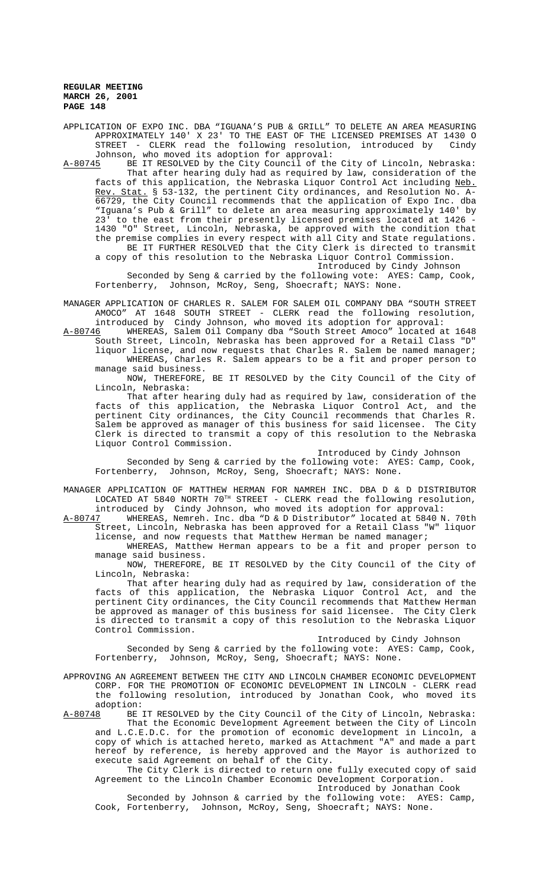APPLICATION OF EXPO INC. DBA "IGUANA'S PUB & GRILL" TO DELETE AN AREA MEASURING APPROXIMATELY 140' X 23' TO THE EAST OF THE LICENSED PREMISES AT 1430 O STREET - CLERK read the following resolution, introduced by Cindy Johnson, who moved its adoption for approval:

A-80745 BE IT RESOLVED by the City Council of the City of Lincoln, Nebraska: That after hearing duly had as required by law, consideration of the facts of this application, the Nebraska Liquor Control Act including Neb. Rev. Stat. § 53-132, the pertinent City ordinances, and Resolution No. A-66729, the City Council recommends that the application of Expo Inc. dba "Iguana's Pub & Grill" to delete an area measuring approximately 140' by 23' to the east from their presently licensed premises located at 1426 - 1430 "O" Street, Lincoln, Nebraska, be approved with the condition that the premise complies in every respect with all City and State regulations.

BE IT FURTHER RESOLVED that the City Clerk is directed to transmit a copy of this resolution to the Nebraska Liquor Control Commission.

Introduced by Cindy Johnson

Seconded by Seng & carried by the following vote: AYES: Camp, Cook, Fortenberry, Johnson, McRoy, Seng, Shoecraft; NAYS: None.

MANAGER APPLICATION OF CHARLES R. SALEM FOR SALEM OIL COMPANY DBA "SOUTH STREET AMOCO" AT 1648 SOUTH STREET - CLERK read the following resolution, introduced by Cindy Johnson, who moved its adoption for approval:

A-80746 WHEREAS, Salem Oil Company dba "South Street Amoco" located at 1648 South Street, Lincoln, Nebraska has been approved for a Retail Class "D" liquor license, and now requests that Charles R. Salem be named manager;

WHEREAS, Charles R. Salem appears to be a fit and proper person to manage said business.

NOW, THEREFORE, BE IT RESOLVED by the City Council of the City of Lincoln, Nebraska:

That after hearing duly had as required by law, consideration of the facts of this application, the Nebraska Liquor Control Act, and the pertinent City ordinances, the City Council recommends that Charles R. Salem be approved as manager of this business for said licensee. The City Clerk is directed to transmit a copy of this resolution to the Nebraska Liquor Control Commission.

Introduced by Cindy Johnson

Seconded by Seng & carried by the following vote: AYES: Camp, Cook, Fortenberry, Johnson, McRoy, Seng, Shoecraft; NAYS: None.

MANAGER APPLICATION OF MATTHEW HERMAN FOR NAMREH INC. DBA D & D DISTRIBUTOR LOCATED AT 5840 NORTH 70TH STREET - CLERK read the following resolution, introduced by Cindy Johnson, who moved its adoption for approval:

A-80747 WHEREAS, Nemreh. Inc. dba "D & D Distributor" located at 5840 N. 70th Street, Lincoln, Nebraska has been approved for a Retail Class "W" liquor license, and now requests that Matthew Herman be named manager;

WHEREAS, Matthew Herman appears to be a fit and proper person to manage said business.

NOW, THEREFORE, BE IT RESOLVED by the City Council of the City of Lincoln, Nebraska:

That after hearing duly had as required by law, consideration of the facts of this application, the Nebraska Liquor Control Act, and the pertinent City ordinances, the City Council recommends that Matthew Herman be approved as manager of this business for said licensee. The City Clerk is directed to transmit a copy of this resolution to the Nebraska Liquor Control Commission.

Introduced by Cindy Johnson

Seconded by Seng & carried by the following vote: AYES: Camp, Cook, Fortenberry, Johnson, McRoy, Seng, Shoecraft; NAYS: None.

APPROVING AN AGREEMENT BETWEEN THE CITY AND LINCOLN CHAMBER ECONOMIC DEVELOPMENT CORP. FOR THE PROMOTION OF ECONOMIC DEVELOPMENT IN LINCOLN - CLERK read the following resolution, introduced by Jonathan Cook, who moved its adoption:

A-80748 BE IT RESOLVED by the City Council of the City of Lincoln, Nebraska: That the Economic Development Agreement between the City of Lincoln and L.C.E.D.C. for the promotion of economic development in Lincoln, a copy of which is attached hereto, marked as Attachment "A" and made a part hereof by reference, is hereby approved and the Mayor is authorized to execute said Agreement on behalf of the City.

The City Clerk is directed to return one fully executed copy of said Agreement to the Lincoln Chamber Economic Development Corporation.

Introduced by Jonathan Cook

Seconded by Johnson & carried by the following vote: AYES: Camp, Cook, Fortenberry, Johnson, McRoy, Seng, Shoecraft; NAYS: None.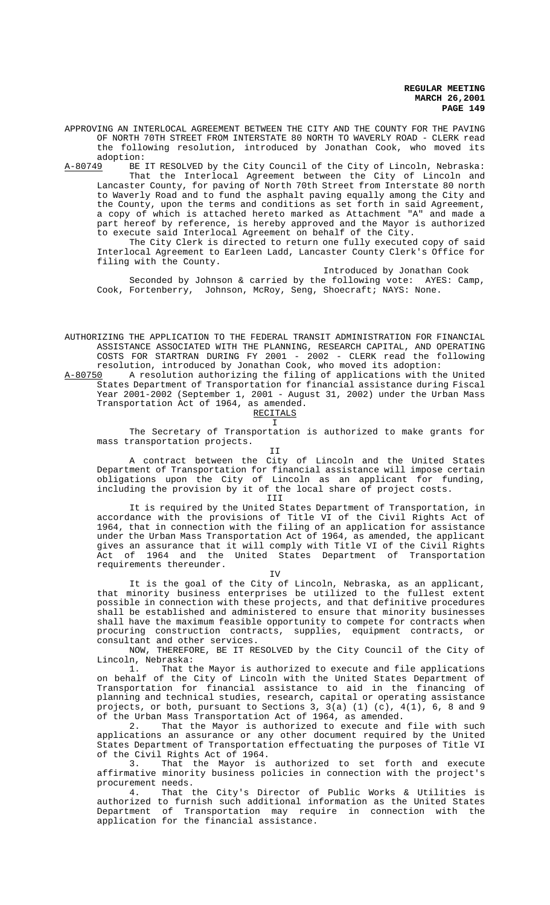APPROVING AN INTERLOCAL AGREEMENT BETWEEN THE CITY AND THE COUNTY FOR THE PAVING OF NORTH 70TH STREET FROM INTERSTATE 80 NORTH TO WAVERLY ROAD - CLERK read the following resolution, introduced by Jonathan Cook, who moved its adoption:

A-80749 BE IT RESOLVED by the City Council of the City of Lincoln, Nebraska:

That the Interlocal Agreement between the City of Lincoln and Lancaster County, for paving of North 70th Street from Interstate 80 north to Waverly Road and to fund the asphalt paving equally among the City and the County, upon the terms and conditions as set forth in said Agreement, a copy of which is attached hereto marked as Attachment "A" and made a part hereof by reference, is hereby approved and the Mayor is authorized to execute said Interlocal Agreement on behalf of the City.

The City Clerk is directed to return one fully executed copy of said Interlocal Agreement to Earleen Ladd, Lancaster County Clerk's Office for filing with the County.

Introduced by Jonathan Cook

Seconded by Johnson & carried by the following vote: AYES: Camp, Cook, Fortenberry, Johnson, McRoy, Seng, Shoecraft; NAYS: None.

AUTHORIZING THE APPLICATION TO THE FEDERAL TRANSIT ADMINISTRATION FOR FINANCIAL ASSISTANCE ASSOCIATED WITH THE PLANNING, RESEARCH CAPITAL, AND OPERATING COSTS FOR STARTRAN DURING FY 2001 - 2002 - CLERK read the following resolution, introduced by Jonathan Cook, who moved its adoption:

A-80750 A resolution authorizing the filing of applications with the United States Department of Transportation for financial assistance during Fiscal Year 2001-2002 (September 1, 2001 - August 31, 2002) under the Urban Mass Transportation Act of 1964, as amended.

RECITALS

I

The Secretary of Transportation is authorized to make grants for mass transportation projects.

II

A contract between the City of Lincoln and the United States Department of Transportation for financial assistance will impose certain obligations upon the City of Lincoln as an applicant for funding, including the provision by it of the local share of project costs.

III

It is required by the United States Department of Transportation, in accordance with the provisions of Title VI of the Civil Rights Act of 1964, that in connection with the filing of an application for assistance under the Urban Mass Transportation Act of 1964, as amended, the applicant gives an assurance that it will comply with Title VI of the Civil Rights Act of 1964 and the United States Department of Transportation requirements thereunder.

IV

It is the goal of the City of Lincoln, Nebraska, as an applicant, that minority business enterprises be utilized to the fullest extent possible in connection with these projects, and that definitive procedures shall be established and administered to ensure that minority businesses shall have the maximum feasible opportunity to compete for contracts when procuring construction contracts, supplies, equipment contracts, or consultant and other services.

NOW, THEREFORE, BE IT RESOLVED by the City Council of the City of Lincoln, Nebraska:

1. That the Mayor is authorized to execute and file applications on behalf of the City of Lincoln with the United States Department of Transportation for financial assistance to aid in the financing of planning and technical studies, research, capital or operating assistance projects, or both, pursuant to Sections 3, 3(a) (1) (c), 4(1), 6, 8 and 9 of the Urban Mass Transportation Act of 1964, as amended.

2. That the Mayor is authorized to execute and file with such applications an assurance or any other document required by the United States Department of Transportation effectuating the purposes of Title VI of the Civil Rights Act of 1964.

3. That the Mayor is authorized to set forth and execute affirmative minority business policies in connection with the project's procurement needs.

4. That the City's Director of Public Works & Utilities is authorized to furnish such additional information as the United States Department of Transportation may require in connection with the application for the financial assistance.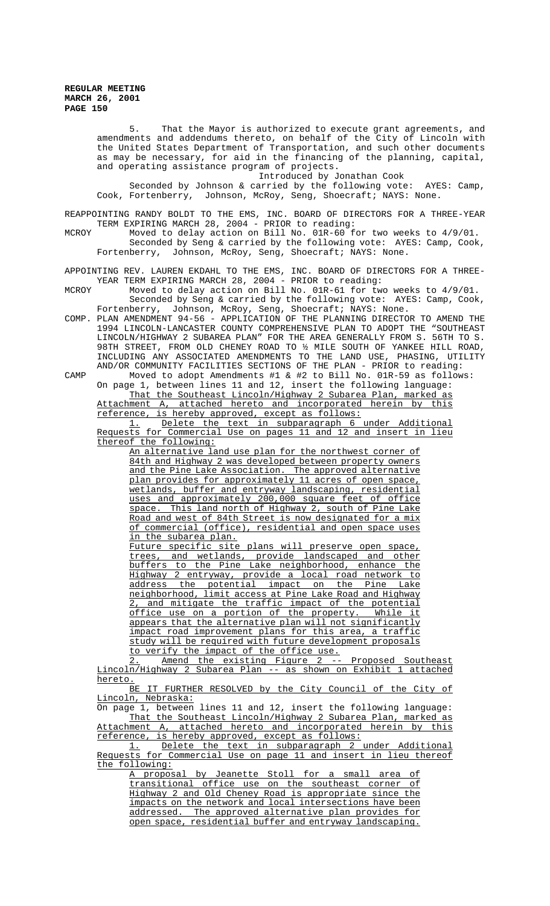5. That the Mayor is authorized to execute grant agreements, and amendments and addendums thereto, on behalf of the City of Lincoln with the United States Department of Transportation, and such other documents as may be necessary, for aid in the financing of the planning, capital, and operating assistance program of projects.

Introduced by Jonathan Cook

Seconded by Johnson & carried by the following vote: AYES: Camp, Cook, Fortenberry, Johnson, McRoy, Seng, Shoecraft; NAYS: None.

REAPPOINTING RANDY BOLDT TO THE EMS, INC. BOARD OF DIRECTORS FOR A THREE-YEAR TERM EXPIRING MARCH 28, 2004 - PRIOR to reading:

MCROY Moved to delay action on Bill No. 01R-60 for two weeks to 4/9/01.

Seconded by Seng & carried by the following vote: AYES: Camp, Cook, Fortenberry, Johnson, McRoy, Seng, Shoecraft; NAYS: None.

APPOINTING REV. LAUREN EKDAHL TO THE EMS, INC. BOARD OF DIRECTORS FOR A THREE-YEAR TERM EXPIRING MARCH 28, 2004 - PRIOR to reading:

MCROY Moved to delay action on Bill No. 01R-61 for two weeks to 4/9/01.

Seconded by Seng & carried by the following vote: AYES: Camp, Cook, Fortenberry, Johnson, McRoy, Seng, Shoecraft; NAYS: None.

COMP. PLAN AMENDMENT 94-56 - APPLICATION OF THE PLANNING DIRECTOR TO AMEND THE 1994 LINCOLN-LANCASTER COUNTY COMPREHENSIVE PLAN TO ADOPT THE "SOUTHEAST LINCOLN/HIGHWAY 2 SUBAREA PLAN" FOR THE AREA GENERALLY FROM S. 56TH TO S. 98TH STREET, FROM OLD CHENEY ROAD TO ½ MILE SOUTH OF YANKEE HILL ROAD, INCLUDING ANY ASSOCIATED AMENDMENTS TO THE LAND USE, PHASING, UTILITY AND/OR COMMUNITY FACILITIES SECTIONS OF THE PLAN - PRIOR to reading:

CAMP Moved to adopt Amendments #1 & #2 to Bill No. 01R-59 as follows:

On page 1, between lines 11 and 12, insert the following language:

<u>That the Southeast Lincoln/Highway 2 Subarea Plan, marked as Attachment A, attached hereto and incorporated herein by this reference, is hereby approved, except as follows:</u>

<u>1. Delete the text in subparagraph 6 under Additional Requests for Commercial Use on pages 11 and 12 and insert in lieu thereof the following:</u>

<u>An alternative land use plan for the northwest corner of 84th and Highway 2 was developed between property owners and the Pine Lake Association. The approved alternative plan provides for approximately 11 acres of open space, wetlands, buffer and entryway landscaping, residential uses and approximately 200,000 square feet of office space. This land north of Highway 2, south of Pine Lake Road and west of 84th Street is now designated for a mix of commercial (office), residential and open space uses in the subarea plan.</u>

<u>Future specific site plans will preserve open space, trees, and wetlands, provide landscaped and other buffers to the Pine Lake neighborhood, enhance the Highway 2 entryway, provide a local road network to address the potential impact on the Pine Lake neighborhood, limit access at Pine Lake Road and Highway 2, and mitigate the traffic impact of the potential office use on a portion of the property. While it appears that the alternative plan will not significantly impact road improvement plans for this area, a traffic study will be required with future development proposals to verify the impact of the office use.</u>

<u>2. Amend the existing Figure 2 -- Proposed Southeast Lincoln/Highway 2 Subarea Plan -- as shown on Exhibit 1 attached hereto.</u>

<u>BE IT FURTHER RESOLVED by the City Council of the City of Lincoln, Nebraska:</u>

On page 1, between lines 11 and 12, insert the following language:

<u>That the Southeast Lincoln/Highway 2 Subarea Plan, marked as Attachment A, attached hereto and incorporated herein by this reference, is hereby approved, except as follows:</u>

<u>1. Delete the text in subparagraph 2 under Additional Requests for Commercial Use on page 11 and insert in lieu thereof the following:</u>

<u>A proposal by Jeanette Stoll for a small area of transitional office use on the southeast corner of Highway 2 and Old Cheney Road is appropriate since the impacts on the network and local intersections have been addressed. The approved alternative plan provides for open space, residential buffer and entryway landscaping.</u>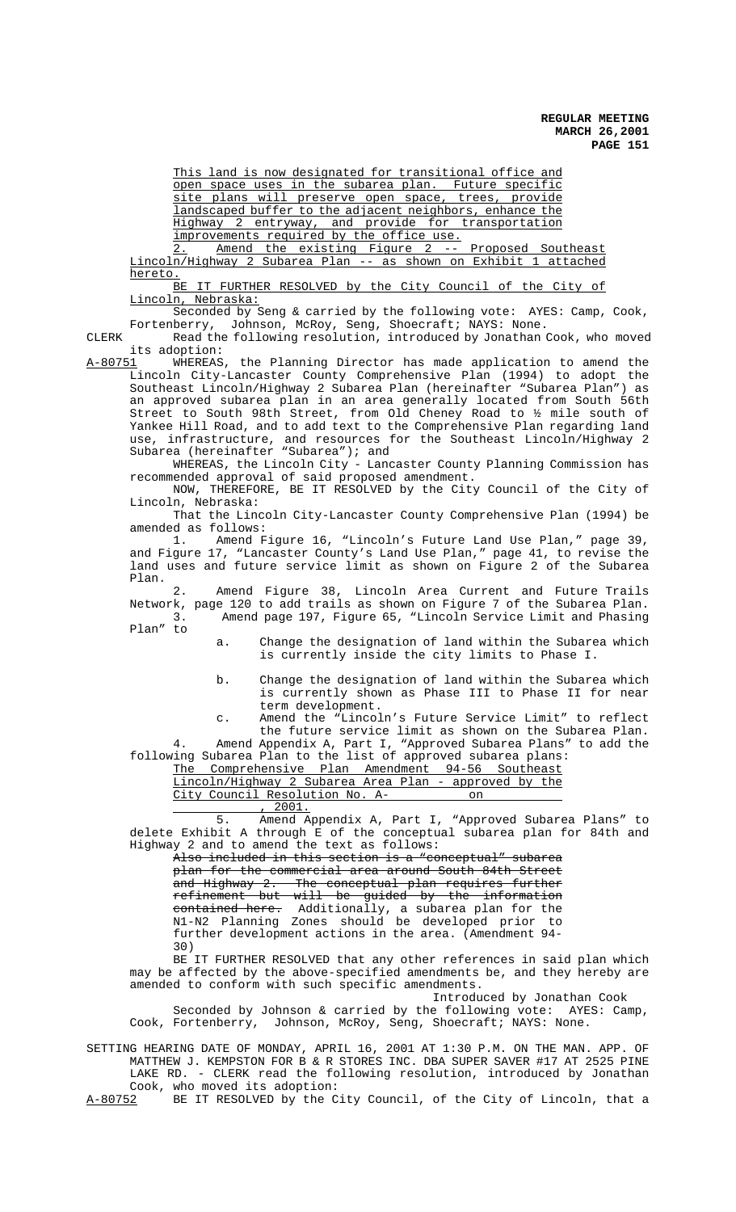This land is now designated for transitional office and open space uses in the subarea plan. Future specific site plans will preserve open space, trees, provide landscaped buffer to the adjacent neighbors, enhance the Highway 2 entryway, and provide for transportation improvements required by the office use.

2. Amend the existing Figure 2 -- Proposed Southeast Lincoln/Highway 2 Subarea Plan -- as shown on Exhibit 1 attached hereto.

BE IT FURTHER RESOLVED by the City Council of the City of Lincoln, Nebraska:

Seconded by Seng & carried by the following vote: AYES: Camp, Cook, Fortenberry, Johnson, McRoy, Seng, Shoecraft; NAYS: None.

CLERK Read the following resolution, introduced by Jonathan Cook, who moved its adoption:

A-80751 WHEREAS, the Planning Director has made application to amend the Lincoln City-Lancaster County Comprehensive Plan (1994) to adopt the Southeast Lincoln/Highway 2 Subarea Plan (hereinafter "Subarea Plan") as an approved subarea plan in an area generally located from South 56th Street to South 98th Street, from Old Cheney Road to ½ mile south of Yankee Hill Road, and to add text to the Comprehensive Plan regarding land use, infrastructure, and resources for the Southeast Lincoln/Highway 2 Subarea (hereinafter "Subarea"); and

WHEREAS, the Lincoln City - Lancaster County Planning Commission has recommended approval of said proposed amendment.

NOW, THEREFORE, BE IT RESOLVED by the City Council of the City of Lincoln, Nebraska:

That the Lincoln City-Lancaster County Comprehensive Plan (1994) be amended as follows:

1. Amend Figure 16, "Lincoln's Future Land Use Plan," page 39, and Figure 17, "Lancaster County's Land Use Plan," page 41, to revise the land uses and future service limit as shown on Figure 2 of the Subarea Plan.

2. Amend Figure 38, Lincoln Area Current and Future Trails Network, page 120 to add trails as shown on Figure 7 of the Subarea Plan.

3. Amend page 197, Figure 65, "Lincoln Service Limit and Phasing Plan" to

a. Change the designation of land within the Subarea which is currently inside the city limits to Phase I.

b. Change the designation of land within the Subarea which is currently shown as Phase III to Phase II for near term development.

c. Amend the "Lincoln's Future Service Limit" to reflect the future service limit as shown on the Subarea Plan.

4. Amend Appendix A, Part I, "Approved Subarea Plans" to add the following Subarea Plan to the list of approved subarea plans:

The Comprehensive Plan Amendment 94-56 Southeast Lincoln/Highway 2 Subarea Area Plan - approved by the City Council Resolution No. A-\_\_\_\_\_\_\_ on \_\_\_\_\_\_\_\_\_\_\_, 2001.

5. Amend Appendix A, Part I, "Approved Subarea Plans" to delete Exhibit A through E of the conceptual subarea plan for 84th and Highway 2 and to amend the text as follows:

~~Also included in this section is a "conceptual" subarea plan for the commercial area around South 84th Street and Highway 2. The conceptual plan requires further refinement but will be guided by the information contained here.~~ Additionally, a subarea plan for the N1-N2 Planning Zones should be developed prior to further development actions in the area. (Amendment 94-30)

BE IT FURTHER RESOLVED that any other references in said plan which may be affected by the above-specified amendments be, and they hereby are amended to conform with such specific amendments.

Introduced by Jonathan Cook

Seconded by Johnson & carried by the following vote: AYES: Camp, Cook, Fortenberry, Johnson, McRoy, Seng, Shoecraft; NAYS: None.

SETTING HEARING DATE OF MONDAY, APRIL 16, 2001 AT 1:30 P.M. ON THE MAN. APP. OF MATTHEW J. KEMPSTON FOR B & R STORES INC. DBA SUPER SAVER #17 AT 2525 PINE LAKE RD. - CLERK read the following resolution, introduced by Jonathan Cook, who moved its adoption:

A-80752 BE IT RESOLVED by the City Council, of the City of Lincoln, that a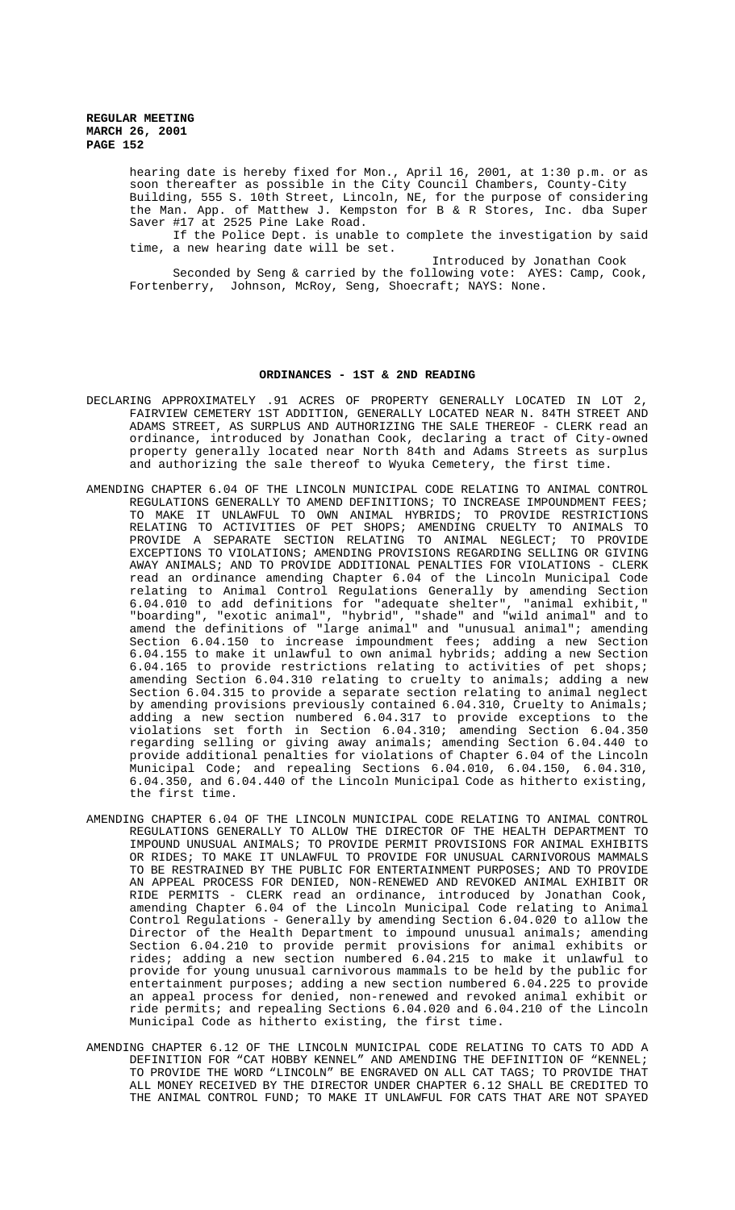hearing date is hereby fixed for Mon., April 16, 2001, at 1:30 p.m. or as soon thereafter as possible in the City Council Chambers, County-City Building, 555 S. 10th Street, Lincoln, NE, for the purpose of considering the Man. App. of Matthew J. Kempston for B & R Stores, Inc. dba Super Saver #17 at 2525 Pine Lake Road.

If the Police Dept. is unable to complete the investigation by said time, a new hearing date will be set.

Introduced by Jonathan Cook

Seconded by Seng & carried by the following vote: AYES: Camp, Cook, Fortenberry, Johnson, McRoy, Seng, Shoecraft; NAYS: None.

## ORDINANCES - 1ST & 2ND READING

DECLARING APPROXIMATELY .91 ACRES OF PROPERTY GENERALLY LOCATED IN LOT 2, FAIRVIEW CEMETERY 1ST ADDITION, GENERALLY LOCATED NEAR N. 84TH STREET AND ADAMS STREET, AS SURPLUS AND AUTHORIZING THE SALE THEREOF - CLERK read an ordinance, introduced by Jonathan Cook, declaring a tract of City-owned property generally located near North 84th and Adams Streets as surplus and authorizing the sale thereof to Wyuka Cemetery, the first time.

AMENDING CHAPTER 6.04 OF THE LINCOLN MUNICIPAL CODE RELATING TO ANIMAL CONTROL REGULATIONS GENERALLY TO AMEND DEFINITIONS; TO INCREASE IMPOUNDMENT FEES; TO MAKE IT UNLAWFUL TO OWN ANIMAL HYBRIDS; TO PROVIDE RESTRICTIONS RELATING TO ACTIVITIES OF PET SHOPS; AMENDING CRUELTY TO ANIMALS TO PROVIDE A SEPARATE SECTION RELATING TO ANIMAL NEGLECT; TO PROVIDE EXCEPTIONS TO VIOLATIONS; AMENDING PROVISIONS REGARDING SELLING OR GIVING AWAY ANIMALS; AND TO PROVIDE ADDITIONAL PENALTIES FOR VIOLATIONS - CLERK read an ordinance amending Chapter 6.04 of the Lincoln Municipal Code relating to Animal Control Regulations Generally by amending Section 6.04.010 to add definitions for "adequate shelter", "animal exhibit," "boarding", "exotic animal", "hybrid", "shade" and "wild animal" and to amend the definitions of "large animal" and "unusual animal"; amending Section 6.04.150 to increase impoundment fees; adding a new Section 6.04.155 to make it unlawful to own animal hybrids; adding a new Section 6.04.165 to provide restrictions relating to activities of pet shops; amending Section 6.04.310 relating to cruelty to animals; adding a new Section 6.04.315 to provide a separate section relating to animal neglect by amending provisions previously contained 6.04.310, Cruelty to Animals; adding a new section numbered 6.04.317 to provide exceptions to the violations set forth in Section 6.04.310; amending Section 6.04.350 regarding selling or giving away animals; amending Section 6.04.440 to provide additional penalties for violations of Chapter 6.04 of the Lincoln Municipal Code; and repealing Sections 6.04.010, 6.04.150, 6.04.310, 6.04.350, and 6.04.440 of the Lincoln Municipal Code as hitherto existing, the first time.

AMENDING CHAPTER 6.04 OF THE LINCOLN MUNICIPAL CODE RELATING TO ANIMAL CONTROL REGULATIONS GENERALLY TO ALLOW THE DIRECTOR OF THE HEALTH DEPARTMENT TO IMPOUND UNUSUAL ANIMALS; TO PROVIDE PERMIT PROVISIONS FOR ANIMAL EXHIBITS OR RIDES; TO MAKE IT UNLAWFUL TO PROVIDE FOR UNUSUAL CARNIVOROUS MAMMALS TO BE RESTRAINED BY THE PUBLIC FOR ENTERTAINMENT PURPOSES; AND TO PROVIDE AN APPEAL PROCESS FOR DENIED, NON-RENEWED AND REVOKED ANIMAL EXHIBIT OR RIDE PERMITS - CLERK read an ordinance, introduced by Jonathan Cook, amending Chapter 6.04 of the Lincoln Municipal Code relating to Animal Control Regulations - Generally by amending Section 6.04.020 to allow the Director of the Health Department to impound unusual animals; amending Section 6.04.210 to provide permit provisions for animal exhibits or rides; adding a new section numbered 6.04.215 to make it unlawful to provide for young unusual carnivorous mammals to be held by the public for entertainment purposes; adding a new section numbered 6.04.225 to provide an appeal process for denied, non-renewed and revoked animal exhibit or ride permits; and repealing Sections 6.04.020 and 6.04.210 of the Lincoln Municipal Code as hitherto existing, the first time.

AMENDING CHAPTER 6.12 OF THE LINCOLN MUNICIPAL CODE RELATING TO CATS TO ADD A DEFINITION FOR "CAT HOBBY KENNEL" AND AMENDING THE DEFINITION OF "KENNEL; TO PROVIDE THE WORD "LINCOLN" BE ENGRAVED ON ALL CAT TAGS; TO PROVIDE THAT ALL MONEY RECEIVED BY THE DIRECTOR UNDER CHAPTER 6.12 SHALL BE CREDITED TO THE ANIMAL CONTROL FUND; TO MAKE IT UNLAWFUL FOR CATS THAT ARE NOT SPAYED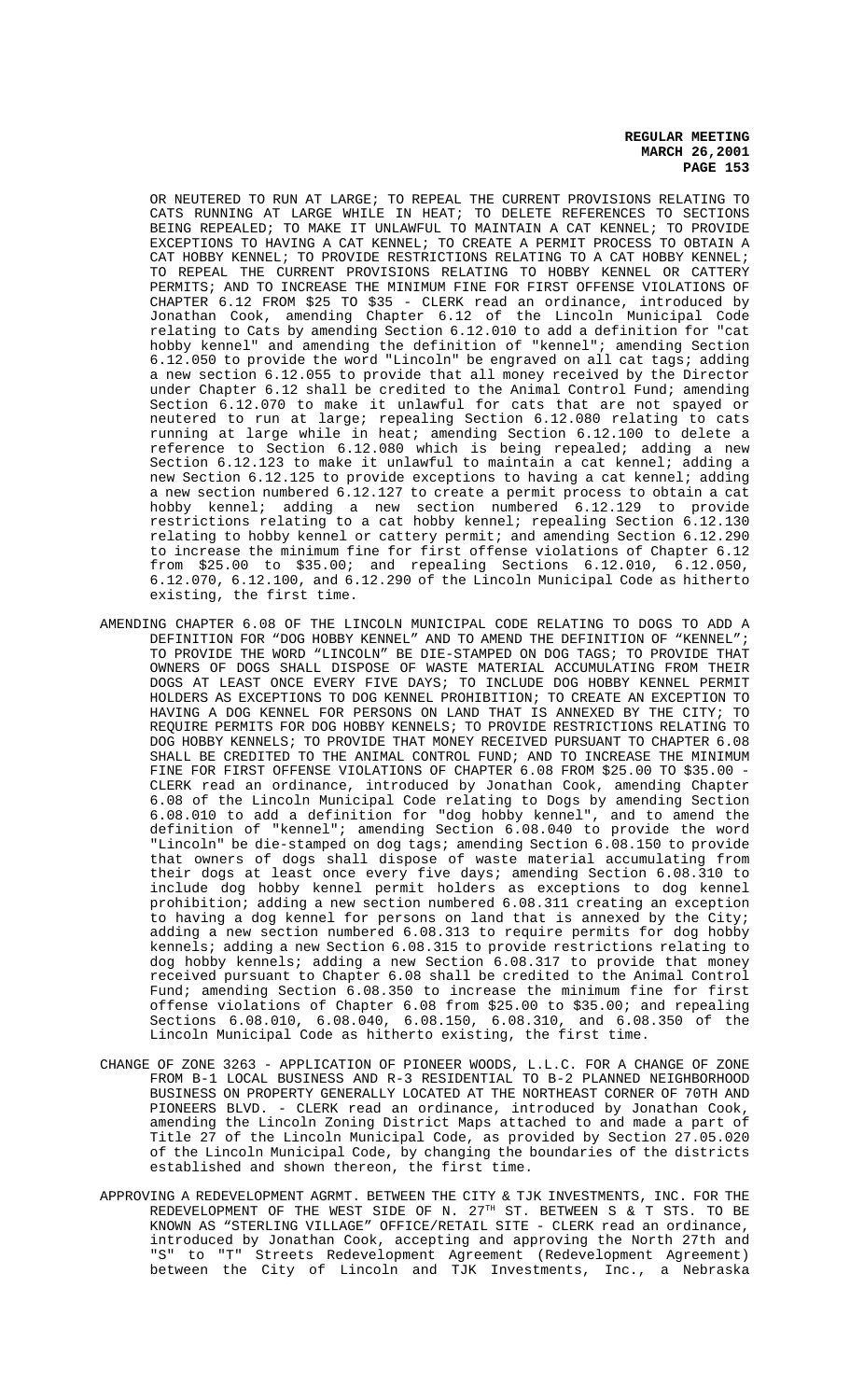OR NEUTERED TO RUN AT LARGE; TO REPEAL THE CURRENT PROVISIONS RELATING TO CATS RUNNING AT LARGE WHILE IN HEAT; TO DELETE REFERENCES TO SECTIONS BEING REPEALED; TO MAKE IT UNLAWFUL TO MAINTAIN A CAT KENNEL; TO PROVIDE EXCEPTIONS TO HAVING A CAT KENNEL; TO CREATE A PERMIT PROCESS TO OBTAIN A CAT HOBBY KENNEL; TO PROVIDE RESTRICTIONS RELATING TO A CAT HOBBY KENNEL; TO REPEAL THE CURRENT PROVISIONS RELATING TO HOBBY KENNEL OR CATTERY PERMITS; AND TO INCREASE THE MINIMUM FINE FOR FIRST OFFENSE VIOLATIONS OF CHAPTER 6.12 FROM $25 TO $35 - CLERK read an ordinance, introduced by Jonathan Cook, amending Chapter 6.12 of the Lincoln Municipal Code relating to Cats by amending Section 6.12.010 to add a definition for "cat hobby kennel" and amending the definition of "kennel"; amending Section 6.12.050 to provide the word "Lincoln" be engraved on all cat tags; adding a new section 6.12.055 to provide that all money received by the Director under Chapter 6.12 shall be credited to the Animal Control Fund; amending Section 6.12.070 to make it unlawful for cats that are not spayed or neutered to run at large; repealing Section 6.12.080 relating to cats running at large while in heat; amending Section 6.12.100 to delete a reference to Section 6.12.080 which is being repealed; adding a new Section 6.12.123 to make it unlawful to maintain a cat kennel; adding a new Section 6.12.125 to provide exceptions to having a cat kennel; adding a new section numbered 6.12.127 to create a permit process to obtain a cat hobby kennel; adding a new section numbered 6.12.129 to provide restrictions relating to a cat hobby kennel; repealing Section 6.12.130 relating to hobby kennel or cattery permit; and amending Section 6.12.290 to increase the minimum fine for first offense violations of Chapter 6.12 from $25.00 to $35.00; and repealing Sections 6.12.010, 6.12.050, 6.12.070, 6.12.100, and 6.12.290 of the Lincoln Municipal Code as hitherto existing, the first time.

AMENDING CHAPTER 6.08 OF THE LINCOLN MUNICIPAL CODE RELATING TO DOGS TO ADD A DEFINITION FOR "DOG HOBBY KENNEL" AND TO AMEND THE DEFINITION OF "KENNEL"; TO PROVIDE THE WORD "LINCOLN" BE DIE-STAMPED ON DOG TAGS; TO PROVIDE THAT OWNERS OF DOGS SHALL DISPOSE OF WASTE MATERIAL ACCUMULATING FROM THEIR DOGS AT LEAST ONCE EVERY FIVE DAYS; TO INCLUDE DOG HOBBY KENNEL PERMIT HOLDERS AS EXCEPTIONS TO DOG KENNEL PROHIBITION; TO CREATE AN EXCEPTION TO HAVING A DOG KENNEL FOR PERSONS ON LAND THAT IS ANNEXED BY THE CITY; TO REQUIRE PERMITS FOR DOG HOBBY KENNELS; TO PROVIDE RESTRICTIONS RELATING TO DOG HOBBY KENNELS; TO PROVIDE THAT MONEY RECEIVED PURSUANT TO CHAPTER 6.08 SHALL BE CREDITED TO THE ANIMAL CONTROL FUND; AND TO INCREASE THE MINIMUM FINE FOR FIRST OFFENSE VIOLATIONS OF CHAPTER 6.08 FROM $25.00 TO $35.00 - CLERK read an ordinance, introduced by Jonathan Cook, amending Chapter 6.08 of the Lincoln Municipal Code relating to Dogs by amending Section 6.08.010 to add a definition for "dog hobby kennel", and to amend the definition of "kennel"; amending Section 6.08.040 to provide the word "Lincoln" be die-stamped on dog tags; amending Section 6.08.150 to provide that owners of dogs shall dispose of waste material accumulating from their dogs at least once every five days; amending Section 6.08.310 to include dog hobby kennel permit holders as exceptions to dog kennel prohibition; adding a new section numbered 6.08.311 creating an exception to having a dog kennel for persons on land that is annexed by the City; adding a new section numbered 6.08.313 to require permits for dog hobby kennels; adding a new Section 6.08.315 to provide restrictions relating to dog hobby kennels; adding a new Section 6.08.317 to provide that money received pursuant to Chapter 6.08 shall be credited to the Animal Control Fund; amending Section 6.08.350 to increase the minimum fine for first offense violations of Chapter 6.08 from $25.00 to $35.00; and repealing Sections 6.08.010, 6.08.040, 6.08.150, 6.08.310, and 6.08.350 of the Lincoln Municipal Code as hitherto existing, the first time.

CHANGE OF ZONE 3263 - APPLICATION OF PIONEER WOODS, L.L.C. FOR A CHANGE OF ZONE FROM B-1 LOCAL BUSINESS AND R-3 RESIDENTIAL TO B-2 PLANNED NEIGHBORHOOD BUSINESS ON PROPERTY GENERALLY LOCATED AT THE NORTHEAST CORNER OF 70TH AND PIONEERS BLVD. - CLERK read an ordinance, introduced by Jonathan Cook, amending the Lincoln Zoning District Maps attached to and made a part of Title 27 of the Lincoln Municipal Code, as provided by Section 27.05.020 of the Lincoln Municipal Code, by changing the boundaries of the districts established and shown thereon, the first time.

APPROVING A REDEVELOPMENT AGRMT. BETWEEN THE CITY & TJK INVESTMENTS, INC. FOR THE REDEVELOPMENT OF THE WEST SIDE OF N. 27TH ST. BETWEEN S & T STS. TO BE KNOWN AS "STERLING VILLAGE" OFFICE/RETAIL SITE - CLERK read an ordinance, introduced by Jonathan Cook, accepting and approving the North 27th and "S" to "T" Streets Redevelopment Agreement (Redevelopment Agreement) between the City of Lincoln and TJK Investments, Inc., a Nebraska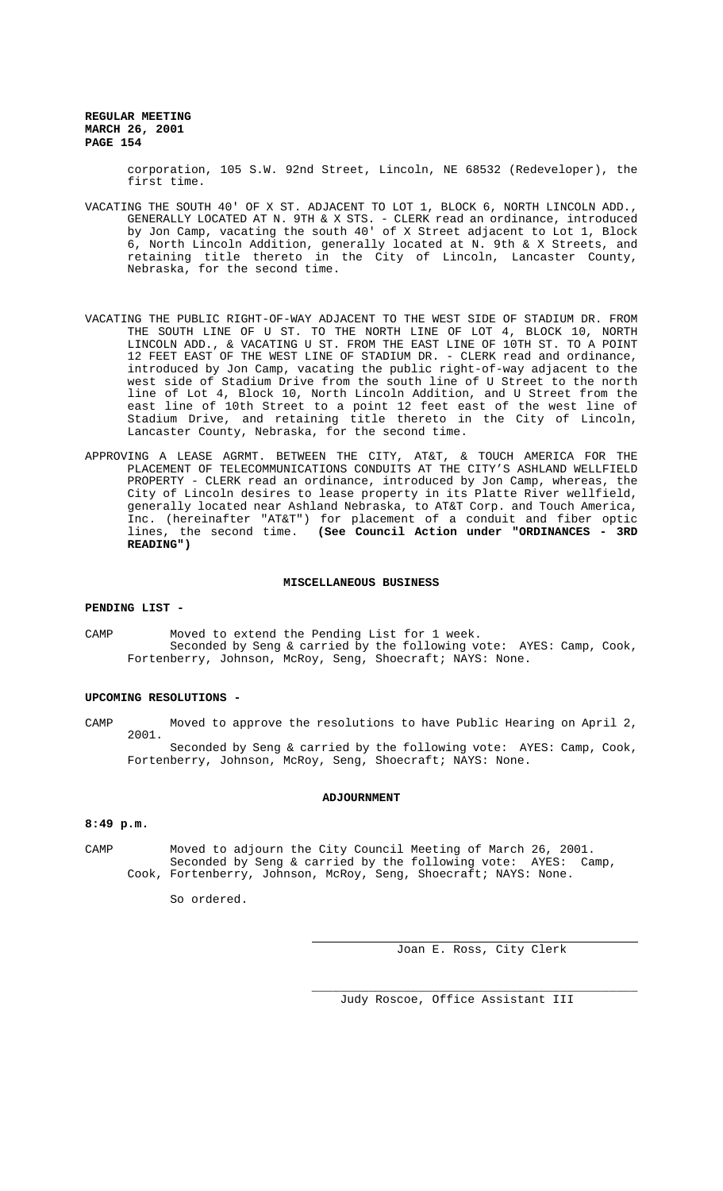corporation, 105 S.W. 92nd Street, Lincoln, NE 68532 (Redeveloper), the first time.

VACATING THE SOUTH 40' OF X ST. ADJACENT TO LOT 1, BLOCK 6, NORTH LINCOLN ADD., GENERALLY LOCATED AT N. 9TH & X STS. - CLERK read an ordinance, introduced by Jon Camp, vacating the south 40' of X Street adjacent to Lot 1, Block 6, North Lincoln Addition, generally located at N. 9th & X Streets, and retaining title thereto in the City of Lincoln, Lancaster County, Nebraska, for the second time.

VACATING THE PUBLIC RIGHT-OF-WAY ADJACENT TO THE WEST SIDE OF STADIUM DR. FROM THE SOUTH LINE OF U ST. TO THE NORTH LINE OF LOT 4, BLOCK 10, NORTH LINCOLN ADD., & VACATING U ST. FROM THE EAST LINE OF 10TH ST. TO A POINT 12 FEET EAST OF THE WEST LINE OF STADIUM DR. - CLERK read and ordinance, introduced by Jon Camp, vacating the public right-of-way adjacent to the west side of Stadium Drive from the south line of U Street to the north line of Lot 4, Block 10, North Lincoln Addition, and U Street from the east line of 10th Street to a point 12 feet east of the west line of Stadium Drive, and retaining title thereto in the City of Lincoln, Lancaster County, Nebraska, for the second time.

APPROVING A LEASE AGRMT. BETWEEN THE CITY, AT&T, & TOUCH AMERICA FOR THE PLACEMENT OF TELECOMMUNICATIONS CONDUITS AT THE CITY'S ASHLAND WELLFIELD PROPERTY - CLERK read an ordinance, introduced by Jon Camp, whereas, the City of Lincoln desires to lease property in its Platte River wellfield, generally located near Ashland Nebraska, to AT&T Corp. and Touch America, Inc. (hereinafter "AT&T") for placement of a conduit and fiber optic lines, the second time. **(See Council Action under "ORDINANCES - 3RD READING")**

## MISCELLANEOUS BUSINESS

**PENDING LIST -**

CAMP Moved to extend the Pending List for 1 week.
Seconded by Seng & carried by the following vote: AYES: Camp, Cook, Fortenberry, Johnson, McRoy, Seng, Shoecraft; NAYS: None.

**UPCOMING RESOLUTIONS -**

CAMP Moved to approve the resolutions to have Public Hearing on April 2, 2001.
Seconded by Seng & carried by the following vote: AYES: Camp, Cook, Fortenberry, Johnson, McRoy, Seng, Shoecraft; NAYS: None.

## ADJOURNMENT

**8:49 p.m.**

CAMP Moved to adjourn the City Council Meeting of March 26, 2001.
Seconded by Seng & carried by the following vote: AYES: Camp, Cook, Fortenberry, Johnson, McRoy, Seng, Shoecraft; NAYS: None.

So ordered.

Joan E. Ross, City Clerk

Judy Roscoe, Office Assistant III